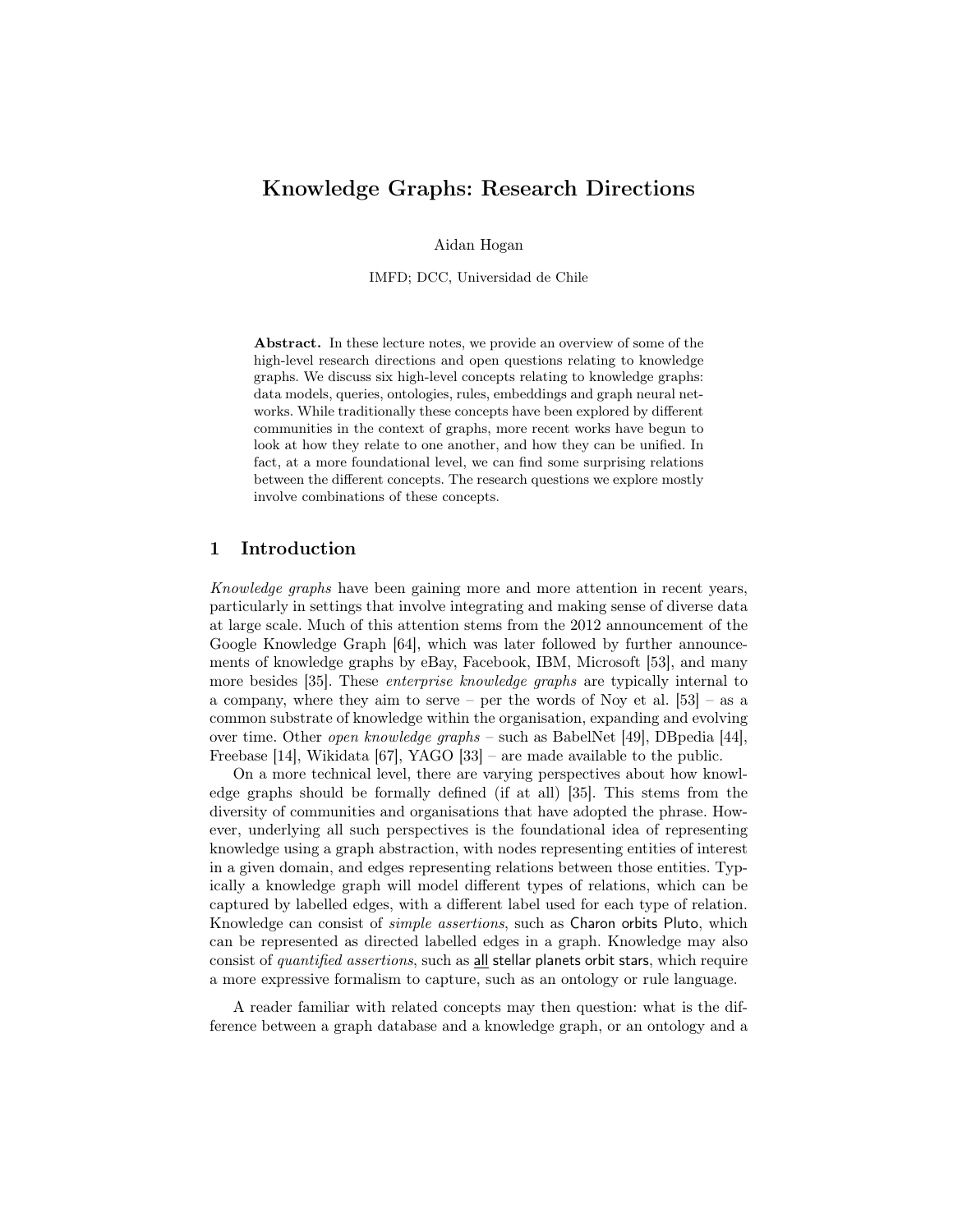# Knowledge Graphs: Research Directions

Aidan Hogan

IMFD; DCC, Universidad de Chile

**Abstract.** In these lecture notes, we provide an overview of some of the high-level research directions and open questions relating to knowledge graphs. We discuss six high-level concepts relating to knowledge graphs: data models, queries, ontologies, rules, embeddings and graph neural networks. While traditionally these concepts have been explored by different communities in the context of graphs, more recent works have begun to look at how they relate to one another, and how they can be unified. In fact, at a more foundational level, we can find some surprising relations between the different concepts. The research questions we explore mostly involve combinations of these concepts.

## 1 Introduction

*Knowledge graphs* have been gaining more and more attention in recent years, particularly in settings that involve integrating and making sense of diverse data at large scale. Much of this attention stems from the 2012 announcement of the Google Knowledge Graph [64], which was later followed by further announcements of knowledge graphs by eBay, Facebook, IBM, Microsoft [53], and many more besides [35]. These *enterprise knowledge graphs* are typically internal to a company, where they aim to serve – per the words of Noy et al. [53] – as a common substrate of knowledge within the organisation, expanding and evolving over time. Other *open knowledge graphs* – such as BabelNet [49], DBpedia [44], Freebase [14], Wikidata [67], YAGO [33] – are made available to the public.

On a more technical level, there are varying perspectives about how knowledge graphs should be formally defined (if at all) [35]. This stems from the diversity of communities and organisations that have adopted the phrase. However, underlying all such perspectives is the foundational idea of representing knowledge using a graph abstraction, with nodes representing entities of interest in a given domain, and edges representing relations between those entities. Typically a knowledge graph will model different types of relations, which can be captured by labelled edges, with a different label used for each type of relation. Knowledge can consist of *simple assertions*, such as Charon orbits Pluto, which can be represented as directed labelled edges in a graph. Knowledge may also consist of *quantified assertions*, such as all stellar planets orbit stars, which require a more expressive formalism to capture, such as an ontology or rule language.

A reader familiar with related concepts may then question: what is the difference between a graph database and a knowledge graph, or an ontology and a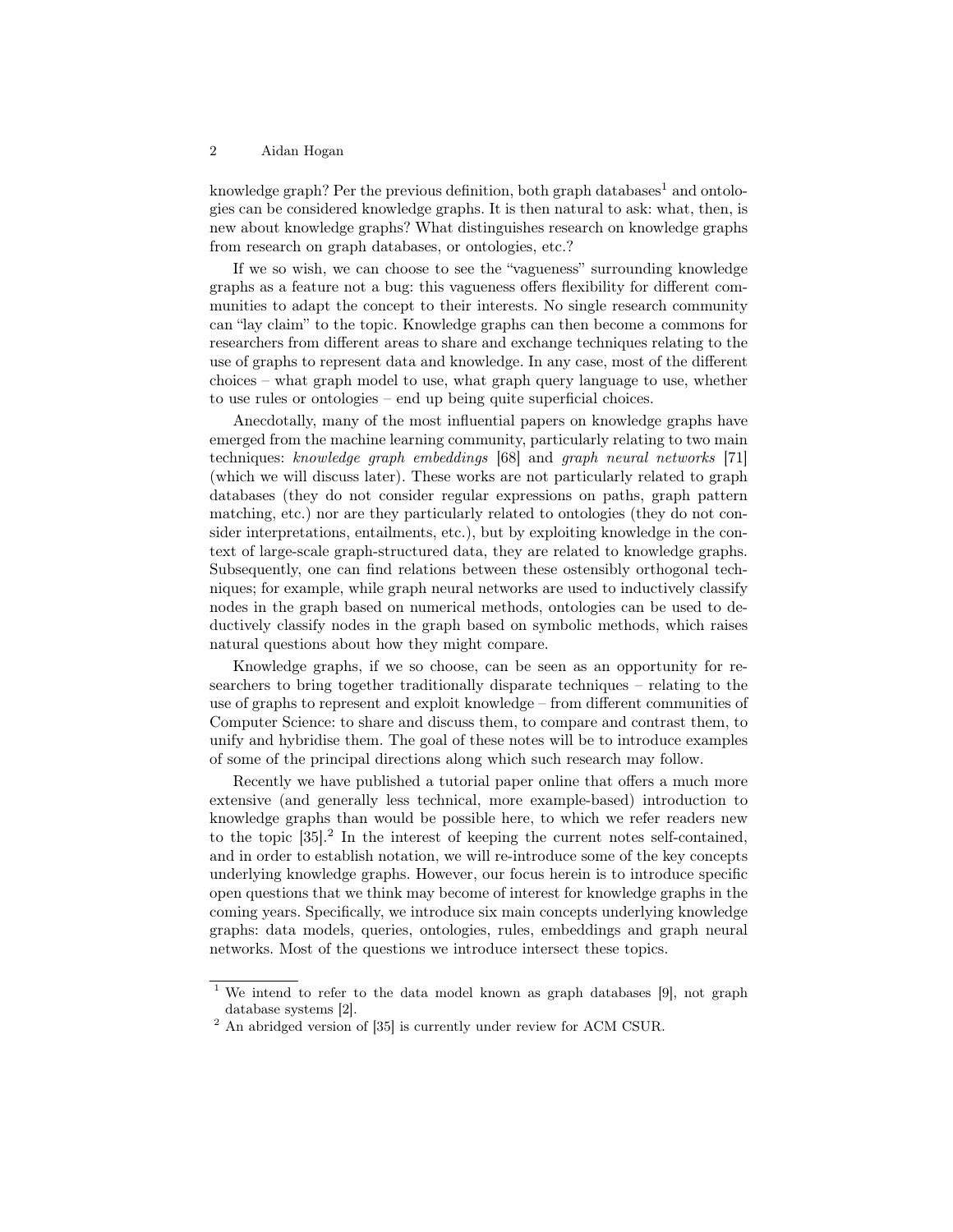knowledge graph? Per the previous definition, both graph databases[1] and ontologies can be considered knowledge graphs. It is then natural to ask: what, then, is new about knowledge graphs? What distinguishes research on knowledge graphs from research on graph databases, or ontologies, etc.?

If we so wish, we can choose to see the "vagueness" surrounding knowledge graphs as a feature not a bug: this vagueness offers flexibility for different communities to adapt the concept to their interests. No single research community can "lay claim" to the topic. Knowledge graphs can then become a commons for researchers from different areas to share and exchange techniques relating to the use of graphs to represent data and knowledge. In any case, most of the different choices – what graph model to use, what graph query language to use, whether to use rules or ontologies – end up being quite superficial choices.

Anecdotally, many of the most influential papers on knowledge graphs have emerged from the machine learning community, particularly relating to two main techniques: *knowledge graph embeddings* [68] and *graph neural networks* [71] (which we will discuss later). These works are not particularly related to graph databases (they do not consider regular expressions on paths, graph pattern matching, etc.) nor are they particularly related to ontologies (they do not consider interpretations, entailments, etc.), but by exploiting knowledge in the context of large-scale graph-structured data, they are related to knowledge graphs. Subsequently, one can find relations between these ostensibly orthogonal techniques; for example, while graph neural networks are used to inductively classify nodes in the graph based on numerical methods, ontologies can be used to deductively classify nodes in the graph based on symbolic methods, which raises natural questions about how they might compare.

Knowledge graphs, if we so choose, can be seen as an opportunity for researchers to bring together traditionally disparate techniques – relating to the use of graphs to represent and exploit knowledge – from different communities of Computer Science: to share and discuss them, to compare and contrast them, to unify and hybridise them. The goal of these notes will be to introduce examples of some of the principal directions along which such research may follow.

Recently we have published a tutorial paper online that offers a much more extensive (and generally less technical, more example-based) introduction to knowledge graphs than would be possible here, to which we refer readers new to the topic [35].[2] In the interest of keeping the current notes self-contained, and in order to establish notation, we will re-introduce some of the key concepts underlying knowledge graphs. However, our focus herein is to introduce specific open questions that we think may become of interest for knowledge graphs in the coming years. Specifically, we introduce six main concepts underlying knowledge graphs: data models, queries, ontologies, rules, embeddings and graph neural networks. Most of the questions we introduce intersect these topics.

[1] We intend to refer to the data model known as graph databases [9], not graph database systems [2].

[2] An abridged version of [35] is currently under review for ACM CSUR.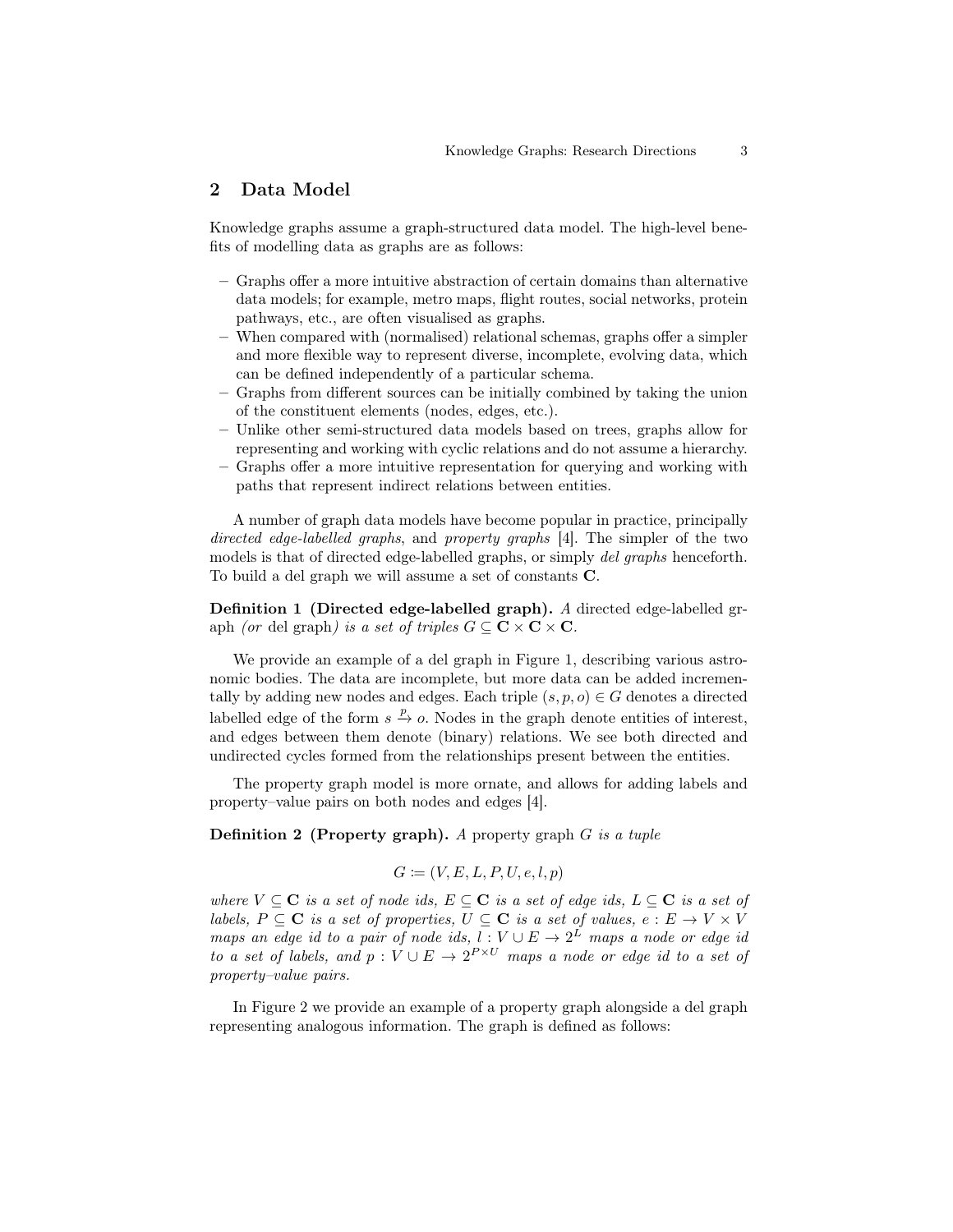## 2 Data Model

Knowledge graphs assume a graph-structured data model. The high-level benefits of modelling data as graphs are as follows:

- Graphs offer a more intuitive abstraction of certain domains than alternative data models; for example, metro maps, flight routes, social networks, protein pathways, etc., are often visualised as graphs.
- When compared with (normalised) relational schemas, graphs offer a simpler and more flexible way to represent diverse, incomplete, evolving data, which can be defined independently of a particular schema.
- Graphs from different sources can be initially combined by taking the union of the constituent elements (nodes, edges, etc.).
- Unlike other semi-structured data models based on trees, graphs allow for representing and working with cyclic relations and do not assume a hierarchy.
- Graphs offer a more intuitive representation for querying and working with paths that represent indirect relations between entities.

A number of graph data models have become popular in practice, principally *directed edge-labelled graphs*, and *property graphs* [4]. The simpler of the two models is that of directed edge-labelled graphs, or simply *del graphs* henceforth. To build a del graph we will assume a set of constants $\mathbf{C}$.

**Definition 1 (Directed edge-labelled graph).** *A* directed edge-labelled graph *(or* del graph*) is a set of triples* $G \subseteq \mathbf{C} \times \mathbf{C} \times \mathbf{C}$.

We provide an example of a del graph in Figure 1, describing various astronomic bodies. The data are incomplete, but more data can be added incrementally by adding new nodes and edges. Each triple $(s, p, o) \in G$ denotes a directed labelled edge of the form $s \xrightarrow{p} o$. Nodes in the graph denote entities of interest, and edges between them denote (binary) relations. We see both directed and undirected cycles formed from the relationships present between the entities.

The property graph model is more ornate, and allows for adding labels and property–value pairs on both nodes and edges [4].

**Definition 2 (Property graph).** *A* property graph $G$ *is a tuple*

$$G \coloneqq (V, E, L, P, U, e, l, p)$$

*where* $V \subseteq \mathbf{C}$ *is a set of node ids,* $E \subseteq \mathbf{C}$ *is a set of edge ids,* $L \subseteq \mathbf{C}$ *is a set of labels,* $P \subseteq \mathbf{C}$ *is a set of properties,* $U \subseteq \mathbf{C}$ *is a set of values,* $e : E \to V \times V$ *maps an edge id to a pair of node ids,* $l : V \cup E \to 2^L$ *maps a node or edge id to a set of labels, and* $p : V \cup E \to 2^{P \times U}$ *maps a node or edge id to a set of property–value pairs.*

In Figure 2 we provide an example of a property graph alongside a del graph representing analogous information. The graph is defined as follows: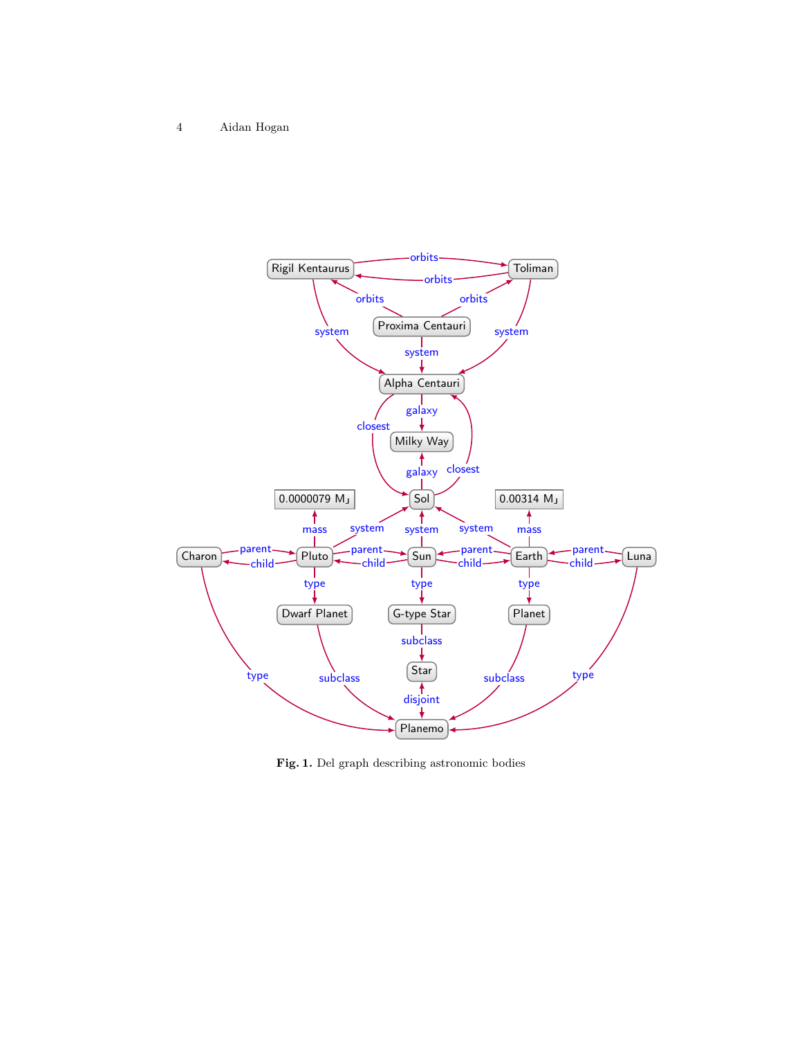**Fig. 1.** Del graph describing astronomic bodies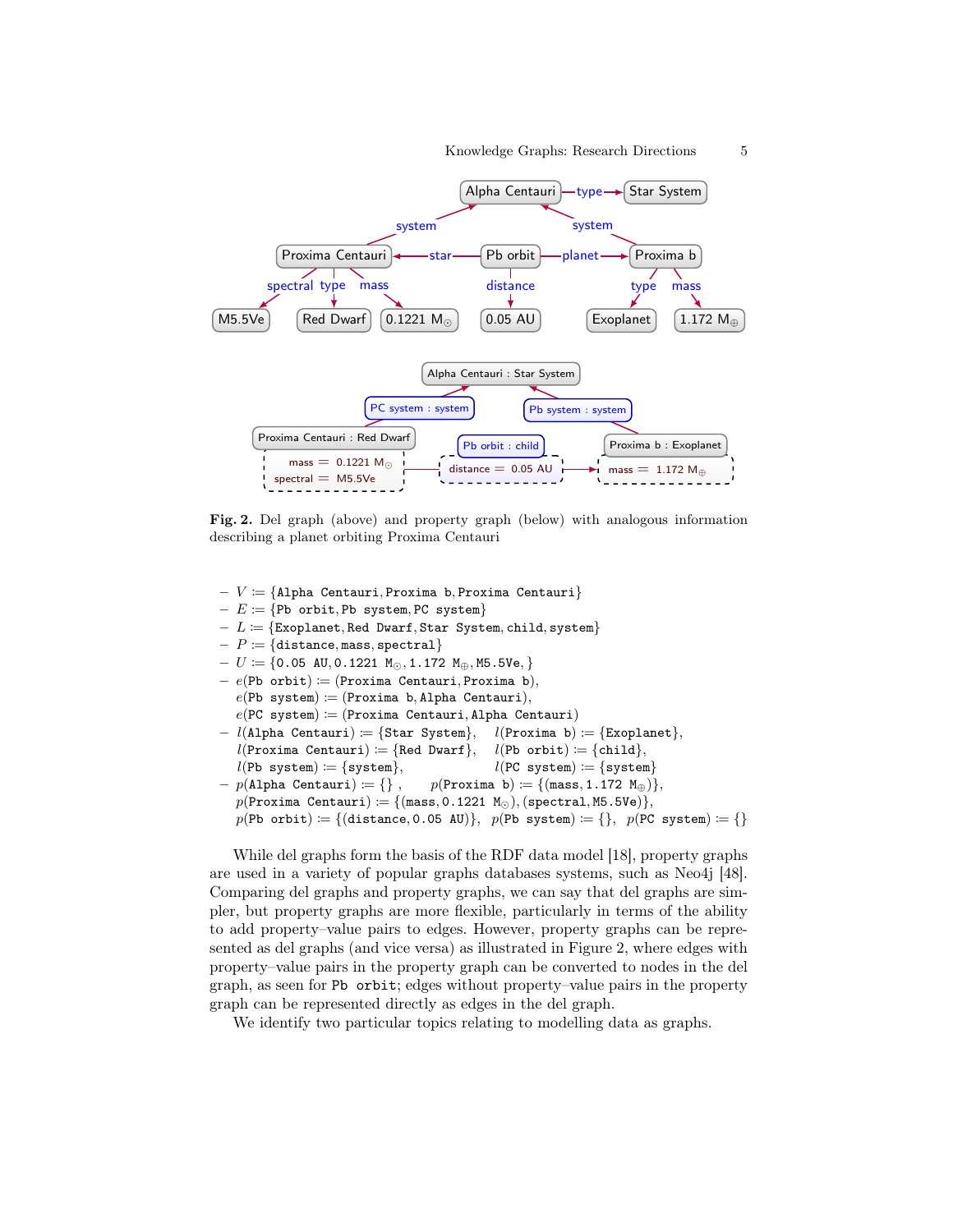Fig. 2. Del graph (above) and property graph (below) with analogous information describing a planet orbiting Proxima Centauri

- $V :=$ {Alpha Centauri, Proxima b, Proxima Centauri}
- $E :=$ {Pb orbit, Pb system, PC system}
- $L :=$ {Exoplanet, Red Dwarf, Star System, child, system}
- $P :=$ {distance, mass, spectral}
- $U :=$ {0.05 AU, 0.1221 M$_\odot$, 1.172 M$_\oplus$, M5.5Ve, }
- $e$(Pb orbit) := (Proxima Centauri, Proxima b),
  $e$(Pb system) := (Proxima b, Alpha Centauri),
  $e$(PC system) := (Proxima Centauri, Alpha Centauri)
- $l$(Alpha Centauri) := {Star System}, $l$(Proxima b) := {Exoplanet},
  $l$(Proxima Centauri) := {Red Dwarf}, $l$(Pb orbit) := {child},
  $l$(Pb system) := {system}, $l$(PC system) := {system}
- $p$(Alpha Centauri) := {} , $p$(Proxima b) := {(mass, 1.172 M$_\oplus$)},
  $p$(Proxima Centauri) := {(mass, 0.1221 M$_\odot$), (spectral, M5.5Ve)},
  $p$(Pb orbit) := {(distance, 0.05 AU)}, $p$(Pb system) := {}, $p$(PC system) := {}

While del graphs form the basis of the RDF data model [18], property graphs are used in a variety of popular graphs databases systems, such as Neo4j [48]. Comparing del graphs and property graphs, we can say that del graphs are simpler, but property graphs are more flexible, particularly in terms of the ability to add property–value pairs to edges. However, property graphs can be represented as del graphs (and vice versa) as illustrated in Figure 2, where edges with property–value pairs in the property graph can be converted to nodes in the del graph, as seen for Pb orbit; edges without property–value pairs in the property graph can be represented directly as edges in the del graph.

We identify two particular topics relating to modelling data as graphs.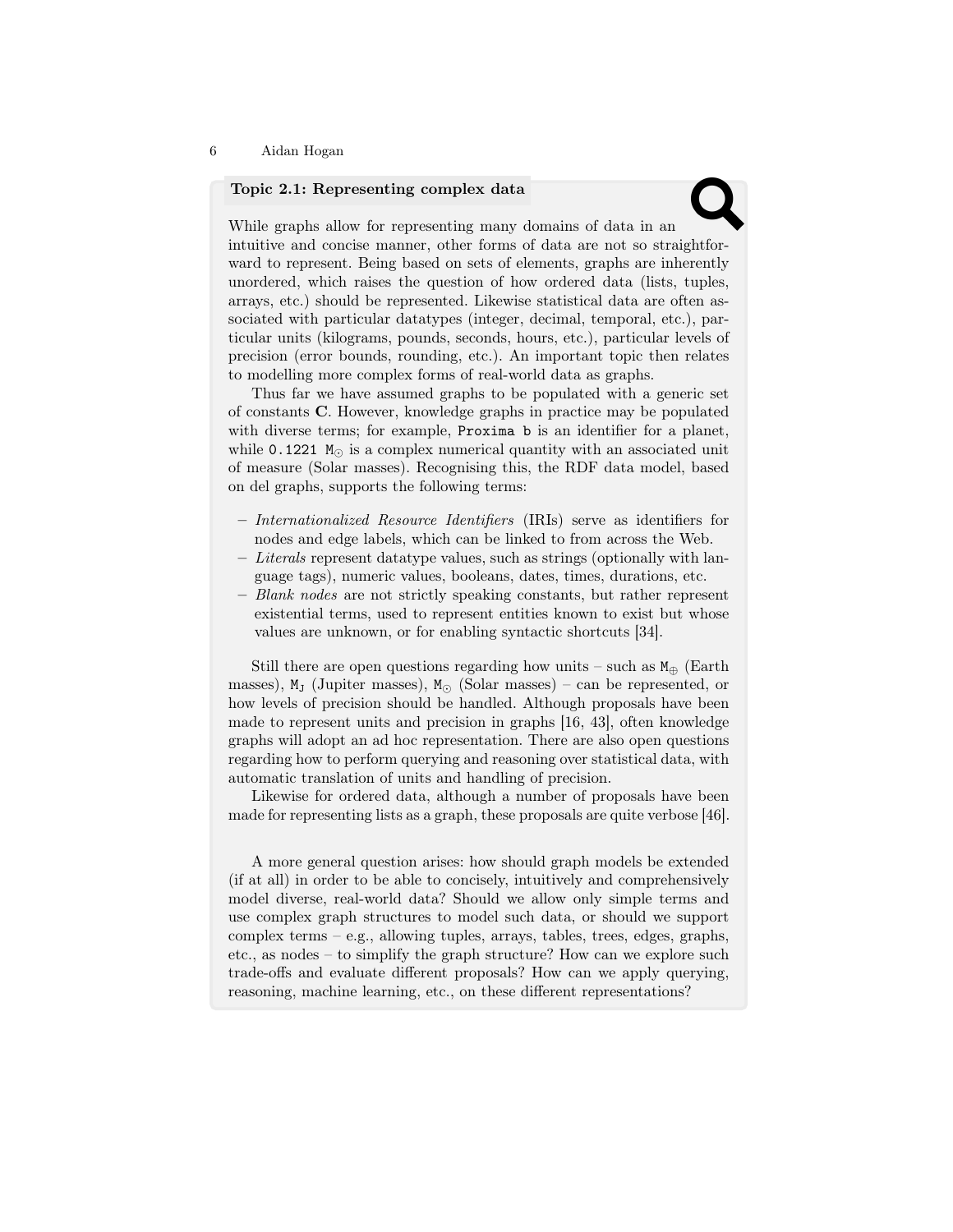**Topic 2.1: Representing complex data**

While graphs allow for representing many domains of data in an intuitive and concise manner, other forms of data are not so straightforward to represent. Being based on sets of elements, graphs are inherently unordered, which raises the question of how ordered data (lists, tuples, arrays, etc.) should be represented. Likewise statistical data are often associated with particular datatypes (integer, decimal, temporal, etc.), particular units (kilograms, pounds, seconds, hours, etc.), particular levels of precision (error bounds, rounding, etc.). An important topic then relates to modelling more complex forms of real-world data as graphs.

Thus far we have assumed graphs to be populated with a generic set of constants **C**. However, knowledge graphs in practice may be populated with diverse terms; for example, `Proxima b` is an identifier for a planet, while `0.1221` $\mathtt{M}_\odot$ is a complex numerical quantity with an associated unit of measure (Solar masses). Recognising this, the RDF data model, based on del graphs, supports the following terms:

- *Internationalized Resource Identifiers* (IRIs) serve as identifiers for nodes and edge labels, which can be linked to from across the Web.
- *Literals* represent datatype values, such as strings (optionally with language tags), numeric values, booleans, dates, times, durations, etc.
- *Blank nodes* are not strictly speaking constants, but rather represent existential terms, used to represent entities known to exist but whose values are unknown, or for enabling syntactic shortcuts [34].

Still there are open questions regarding how units – such as $\mathtt{M}_\oplus$ (Earth masses), $\mathtt{M}_\mathtt{J}$ (Jupiter masses), $\mathtt{M}_\odot$ (Solar masses) – can be represented, or how levels of precision should be handled. Although proposals have been made to represent units and precision in graphs [16, 43], often knowledge graphs will adopt an ad hoc representation. There are also open questions regarding how to perform querying and reasoning over statistical data, with automatic translation of units and handling of precision.

Likewise for ordered data, although a number of proposals have been made for representing lists as a graph, these proposals are quite verbose [46].

A more general question arises: how should graph models be extended (if at all) in order to be able to concisely, intuitively and comprehensively model diverse, real-world data? Should we allow only simple terms and use complex graph structures to model such data, or should we support complex terms – e.g., allowing tuples, arrays, tables, trees, edges, graphs, etc., as nodes – to simplify the graph structure? How can we explore such trade-offs and evaluate different proposals? How can we apply querying, reasoning, machine learning, etc., on these different representations?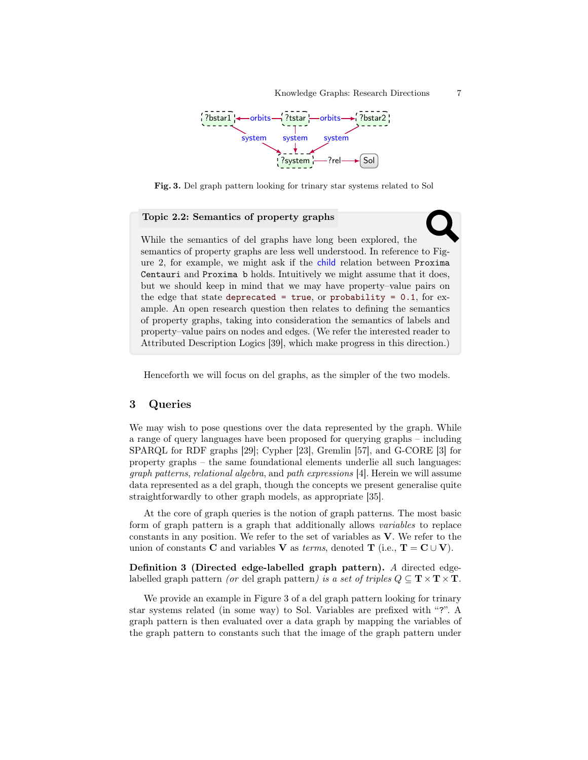Fig. 3. Del graph pattern looking for trinary star systems related to Sol

> **Topic 2.2: Semantics of property graphs**
>
> While the semantics of del graphs have long been explored, the semantics of property graphs are less well understood. In reference to Figure 2, for example, we might ask if the child relation between `Proxima Centauri` and `Proxima b` holds. Intuitively we might assume that it does, but we should keep in mind that we may have property–value pairs on the edge that state `deprecated = true`, or `probability = 0.1`, for example. An open research question then relates to defining the semantics of property graphs, taking into consideration the semantics of labels and property–value pairs on nodes and edges. (We refer the interested reader to Attributed Description Logics [39], which make progress in this direction.)

Henceforth we will focus on del graphs, as the simpler of the two models.

## 3 Queries

We may wish to pose questions over the data represented by the graph. While a range of query languages have been proposed for querying graphs – including SPARQL for RDF graphs [29]; Cypher [23], Gremlin [57], and G-CORE [3] for property graphs – the same foundational elements underlie all such languages: *graph patterns*, *relational algebra*, and *path expressions* [4]. Herein we will assume data represented as a del graph, though the concepts we present generalise quite straightforwardly to other graph models, as appropriate [35].

At the core of graph queries is the notion of graph patterns. The most basic form of graph pattern is a graph that additionally allows *variables* to replace constants in any position. We refer to the set of variables as $\mathbf{V}$. We refer to the union of constants $\mathbf{C}$ and variables $\mathbf{V}$ as *terms*, denoted $\mathbf{T}$ (i.e., $\mathbf{T} = \mathbf{C} \cup \mathbf{V}$).

**Definition 3 (Directed edge-labelled graph pattern).** *A* directed edge-labelled graph pattern *(or* del graph pattern*) is a set of triples* $Q \subseteq \mathbf{T} \times \mathbf{T} \times \mathbf{T}$.

We provide an example in Figure 3 of a del graph pattern looking for trinary star systems related (in some way) to Sol. Variables are prefixed with "?". A graph pattern is then evaluated over a data graph by mapping the variables of the graph pattern to constants such that the image of the graph pattern under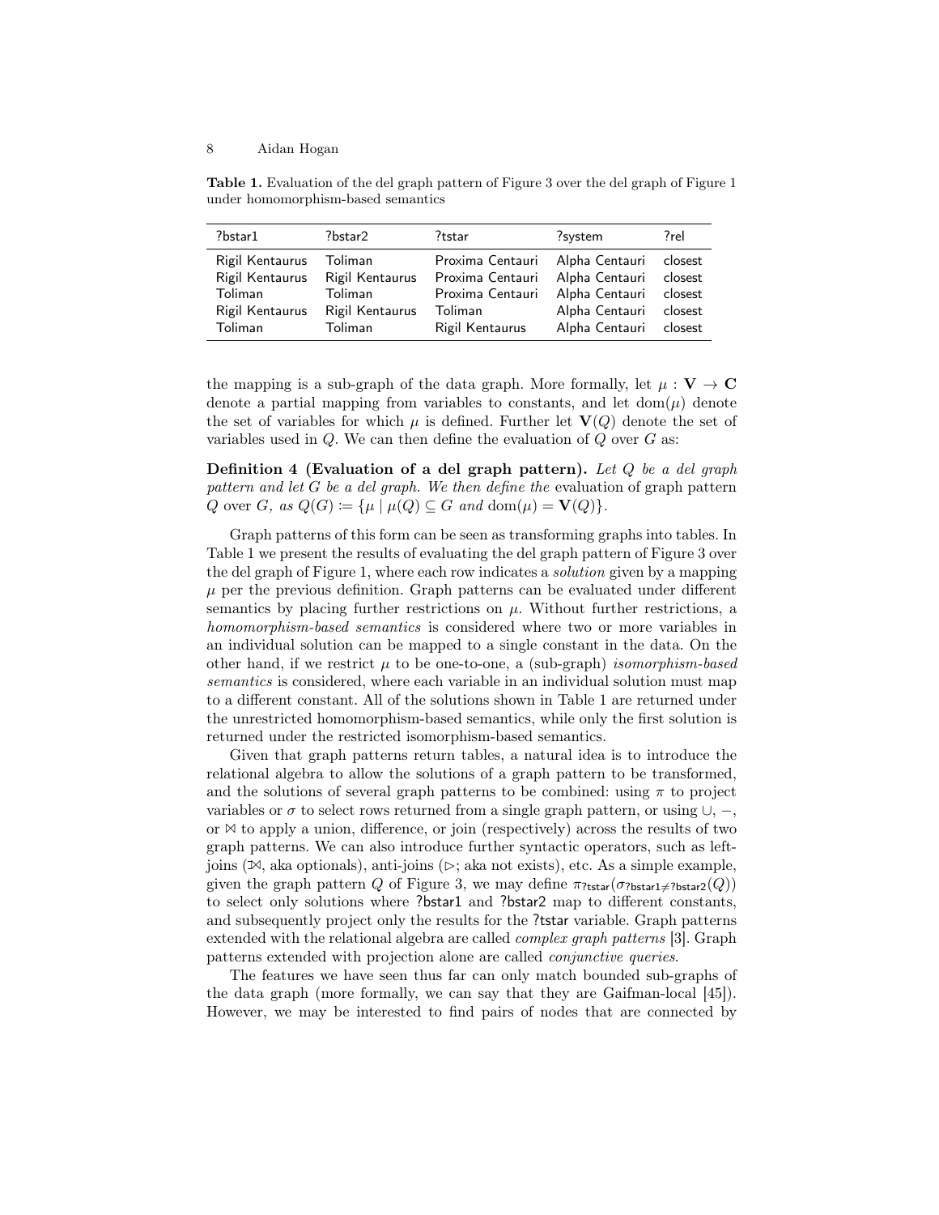**Table 1.** Evaluation of the del graph pattern of Figure 3 over the del graph of Figure 1 under homomorphism-based semantics

| ?bstar1 | ?bstar2 | ?tstar | ?system | ?rel |
|---|---|---|---|---|
| Rigil Kentaurus | Toliman | Proxima Centauri | Alpha Centauri | closest |
| Rigil Kentaurus | Rigil Kentaurus | Proxima Centauri | Alpha Centauri | closest |
| Toliman | Toliman | Proxima Centauri | Alpha Centauri | closest |
| Rigil Kentaurus | Rigil Kentaurus | Toliman | Alpha Centauri | closest |
| Toliman | Toliman | Rigil Kentaurus | Alpha Centauri | closest |

the mapping is a sub-graph of the data graph. More formally, let $\mu : \mathbf{V} \to \mathbf{C}$ denote a partial mapping from variables to constants, and let $\mathrm{dom}(\mu)$ denote the set of variables for which $\mu$ is defined. Further let $\mathbf{V}(Q)$ denote the set of variables used in $Q$. We can then define the evaluation of $Q$ over $G$ as:

**Definition 4 (Evaluation of a del graph pattern).** *Let $Q$ be a del graph pattern and let $G$ be a del graph. We then define the* evaluation of graph pattern $Q$ over $G$, *as* $Q(G) \coloneqq \{\mu \mid \mu(Q) \subseteq G \text{ and } \mathrm{dom}(\mu) = \mathbf{V}(Q)\}$.

Graph patterns of this form can be seen as transforming graphs into tables. In Table 1 we present the results of evaluating the del graph pattern of Figure 3 over the del graph of Figure 1, where each row indicates a *solution* given by a mapping $\mu$ per the previous definition. Graph patterns can be evaluated under different semantics by placing further restrictions on $\mu$. Without further restrictions, a *homomorphism-based semantics* is considered where two or more variables in an individual solution can be mapped to a single constant in the data. On the other hand, if we restrict $\mu$ to be one-to-one, a (sub-graph) *isomorphism-based semantics* is considered, where each variable in an individual solution must map to a different constant. All of the solutions shown in Table 1 are returned under the unrestricted homomorphism-based semantics, while only the first solution is returned under the restricted isomorphism-based semantics.

Given that graph patterns return tables, a natural idea is to introduce the relational algebra to allow the solutions of a graph pattern to be transformed, and the solutions of several graph patterns to be combined: using $\pi$ to project variables or $\sigma$ to select rows returned from a single graph pattern, or using $\cup$, $-$, or $\bowtie$ to apply a union, difference, or join (respectively) across the results of two graph patterns. We can also introduce further syntactic operators, such as left-joins ($⟕$, aka optionals), anti-joins ($\rhd$; aka not exists), etc. As a simple example, given the graph pattern $Q$ of Figure 3, we may define $\pi_{\text{?tstar}}(\sigma_{\text{?bstar1} \neq \text{?bstar2}}(Q))$ to select only solutions where ?bstar1 and ?bstar2 map to different constants, and subsequently project only the results for the ?tstar variable. Graph patterns extended with the relational algebra are called *complex graph patterns* [3]. Graph patterns extended with projection alone are called *conjunctive queries*.

The features we have seen thus far can only match bounded sub-graphs of the data graph (more formally, we can say that they are Gaifman-local [45]). However, we may be interested to find pairs of nodes that are connected by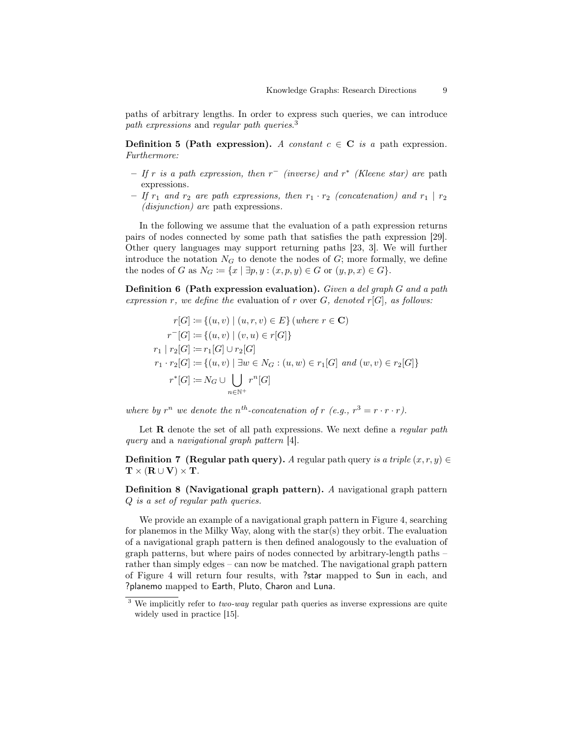paths of arbitrary lengths. In order to express such queries, we can introduce *path expressions* and *regular path queries*.[3]

**Definition 5 (Path expression).** *A constant $c \in \mathbf{C}$ is a* path expression. *Furthermore:*

- *If $r$ is a path expression, then $r^-$ (inverse) and $r^*$ (Kleene star) are* path expressions.
- *If $r_1$ and $r_2$ are path expressions, then $r_1 \cdot r_2$ (concatenation) and $r_1 \mid r_2$ (disjunction) are* path expressions.

In the following we assume that the evaluation of a path expression returns pairs of nodes connected by some path that satisfies the path expression [29]. Other query languages may support returning paths [23, 3]. We will further introduce the notation $N_G$ to denote the nodes of $G$; more formally, we define the nodes of $G$ as $N_G \coloneqq \{x \mid \exists p, y : (x, p, y) \in G \text{ or } (y, p, x) \in G\}$.

**Definition 6 (Path expression evaluation).** *Given a del graph $G$ and a path expression $r$, we define the* evaluation *of $r$ over $G$, denoted $r[G]$, as follows:*

$$
\begin{aligned}
r[G] &\coloneqq \{(u, v) \mid (u, r, v) \in E\} \, (\textit{where } r \in \mathbf{C}) \\
r^-[G] &\coloneqq \{(u, v) \mid (v, u) \in r[G]\} \\
r_1 \mid r_2[G] &\coloneqq r_1[G] \cup r_2[G] \\
r_1 \cdot r_2[G] &\coloneqq \{(u, v) \mid \exists w \in N_G : (u, w) \in r_1[G] \textit{ and } (w, v) \in r_2[G]\} \\
r^*[G] &\coloneqq N_G \cup \bigcup_{n \in \mathbb{N}^+} r^n[G]
\end{aligned}
$$

*where by $r^n$ we denote the $n^{th}$-concatenation of $r$ (e.g., $r^3 = r \cdot r \cdot r$).*

Let $\mathbf{R}$ denote the set of all path expressions. We next define a *regular path query* and a *navigational graph pattern* [4].

**Definition 7 (Regular path query).** *A* regular path query *is a triple $(x, r, y) \in \mathbf{T} \times (\mathbf{R} \cup \mathbf{V}) \times \mathbf{T}$.*

**Definition 8 (Navigational graph pattern).** *A* navigational graph pattern *$Q$ is a set of regular path queries.*

We provide an example of a navigational graph pattern in Figure 4, searching for planemos in the Milky Way, along with the star(s) they orbit. The evaluation of a navigational graph pattern is then defined analogously to the evaluation of graph patterns, but where pairs of nodes connected by arbitrary-length paths – rather than simply edges – can now be matched. The navigational graph pattern of Figure 4 will return four results, with ?star mapped to Sun in each, and ?planemo mapped to Earth, Pluto, Charon and Luna.

---

[3] We implicitly refer to *two-way* regular path queries as inverse expressions are quite widely used in practice [15].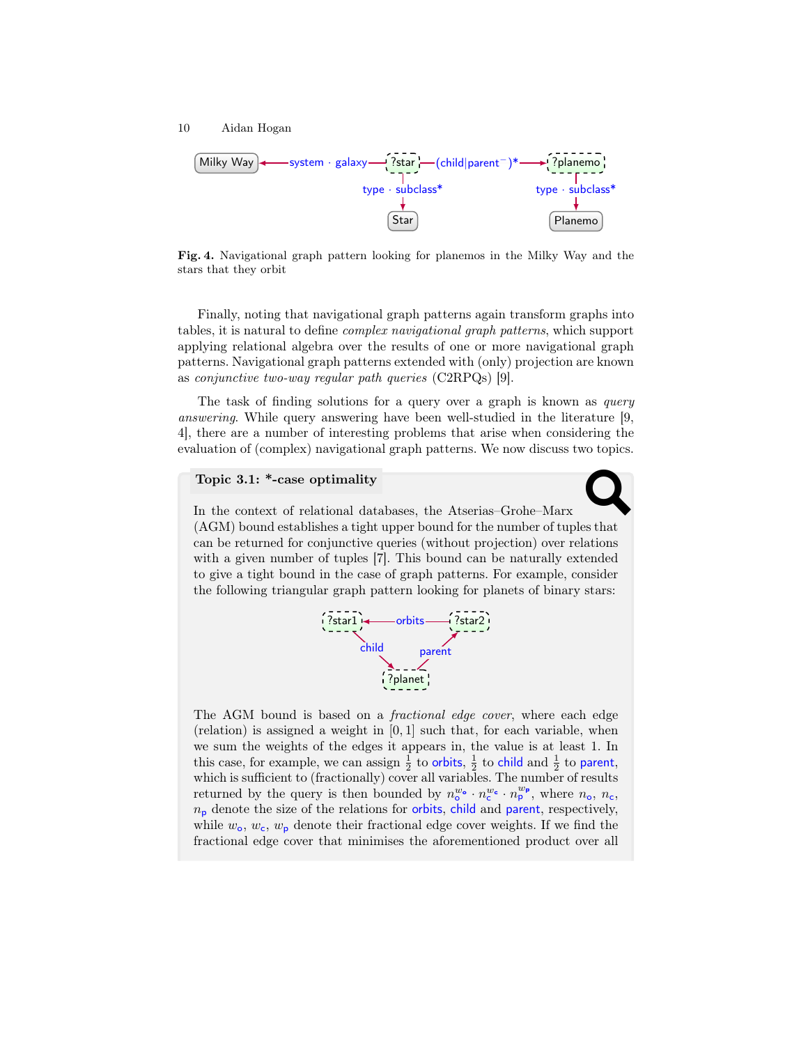Fig. 4. Navigational graph pattern looking for planemos in the Milky Way and the stars that they orbit

Finally, noting that navigational graph patterns again transform graphs into tables, it is natural to define *complex navigational graph patterns*, which support applying relational algebra over the results of one or more navigational graph patterns. Navigational graph patterns extended with (only) projection are known as *conjunctive two-way regular path queries* (C2RPQs) [9].

The task of finding solutions for a query over a graph is known as *query answering*. While query answering have been well-studied in the literature [9, 4], there are a number of interesting problems that arise when considering the evaluation of (complex) navigational graph patterns. We now discuss two topics.

**Topic 3.1: *-case optimality**

In the context of relational databases, the Atserias–Grohe–Marx (AGM) bound establishes a tight upper bound for the number of tuples that can be returned for conjunctive queries (without projection) over relations with a given number of tuples [7]. This bound can be naturally extended to give a tight bound in the case of graph patterns. For example, consider the following triangular graph pattern looking for planets of binary stars:

The AGM bound is based on a *fractional edge cover*, where each edge (relation) is assigned a weight in $[0, 1]$ such that, for each variable, when we sum the weights of the edges it appears in, the value is at least 1. In this case, for example, we can assign $\frac{1}{2}$ to orbits, $\frac{1}{2}$ to child and $\frac{1}{2}$ to parent, which is sufficient to (fractionally) cover all variables. The number of results returned by the query is then bounded by $n_{\mathsf{o}}^{w_{\mathsf{o}}} \cdot n_{\mathsf{c}}^{w_{\mathsf{c}}} \cdot n_{\mathsf{p}}^{w_{\mathsf{p}}}$, where $n_{\mathsf{o}}$, $n_{\mathsf{c}}$, $n_{\mathsf{p}}$ denote the size of the relations for orbits, child and parent, respectively, while $w_{\mathsf{o}}$, $w_{\mathsf{c}}$, $w_{\mathsf{p}}$ denote their fractional edge cover weights. If we find the fractional edge cover that minimises the aforementioned product over all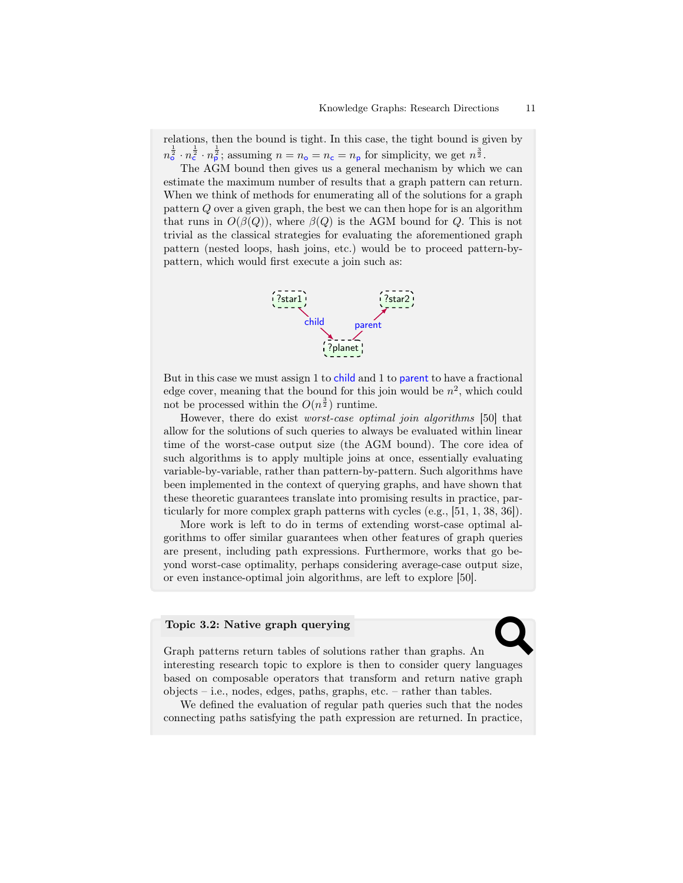relations, then the bound is tight. In this case, the tight bound is given by $n_{\mathsf{o}}^{\frac{1}{2}} \cdot n_{\mathsf{c}}^{\frac{1}{2}} \cdot n_{\mathsf{p}}^{\frac{1}{2}}$; assuming $n = n_{\mathsf{o}} = n_{\mathsf{c}} = n_{\mathsf{p}}$ for simplicity, we get $n^{\frac{3}{2}}$.

The AGM bound then gives us a general mechanism by which we can estimate the maximum number of results that a graph pattern can return. When we think of methods for enumerating all of the solutions for a graph pattern $Q$ over a given graph, the best we can then hope for is an algorithm that runs in $O(\beta(Q))$, where $\beta(Q)$ is the AGM bound for $Q$. This is not trivial as the classical strategies for evaluating the aforementioned graph pattern (nested loops, hash joins, etc.) would be to proceed pattern-by-pattern, which would first execute a join such as:

?star1 —child→ ?planet —parent→ ?star2

But in this case we must assign 1 to child and 1 to parent to have a fractional edge cover, meaning that the bound for this join would be $n^2$, which could not be processed within the $O(n^{\frac{3}{2}})$ runtime.

However, there do exist *worst-case optimal join algorithms* [50] that allow for the solutions of such queries to always be evaluated within linear time of the worst-case output size (the AGM bound). The core idea of such algorithms is to apply multiple joins at once, essentially evaluating variable-by-variable, rather than pattern-by-pattern. Such algorithms have been implemented in the context of querying graphs, and have shown that these theoretic guarantees translate into promising results in practice, particularly for more complex graph patterns with cycles (e.g., [51, 1, 38, 36]).

More work is left to do in terms of extending worst-case optimal algorithms to offer similar guarantees when other features of graph queries are present, including path expressions. Furthermore, works that go beyond worst-case optimality, perhaps considering average-case output size, or even instance-optimal join algorithms, are left to explore [50].

**Topic 3.2: Native graph querying**

Graph patterns return tables of solutions rather than graphs. An interesting research topic to explore is then to consider query languages based on composable operators that transform and return native graph objects – i.e., nodes, edges, paths, graphs, etc. – rather than tables.

We defined the evaluation of regular path queries such that the nodes connecting paths satisfying the path expression are returned. In practice,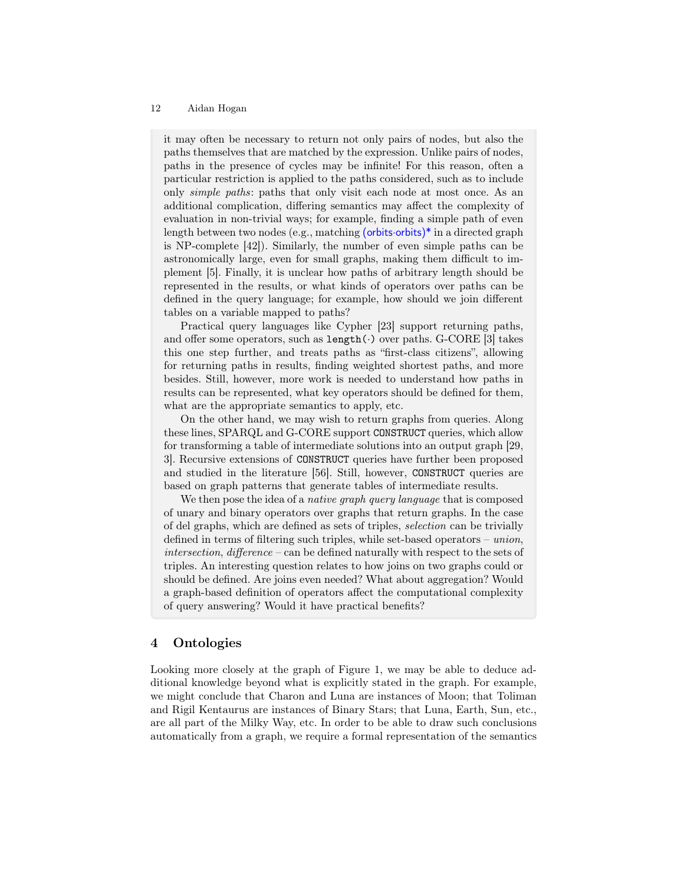it may often be necessary to return not only pairs of nodes, but also the paths themselves that are matched by the expression. Unlike pairs of nodes, paths in the presence of cycles may be infinite! For this reason, often a particular restriction is applied to the paths considered, such as to include only *simple paths*: paths that only visit each node at most once. As an additional complication, differing semantics may affect the complexity of evaluation in non-trivial ways; for example, finding a simple path of even length between two nodes (e.g., matching (orbits·orbits)* in a directed graph is NP-complete [42]). Similarly, the number of even simple paths can be astronomically large, even for small graphs, making them difficult to implement [5]. Finally, it is unclear how paths of arbitrary length should be represented in the results, or what kinds of operators over paths can be defined in the query language; for example, how should we join different tables on a variable mapped to paths?

Practical query languages like Cypher [23] support returning paths, and offer some operators, such as `length(·)` over paths. G-CORE [3] takes this one step further, and treats paths as "first-class citizens", allowing for returning paths in results, finding weighted shortest paths, and more besides. Still, however, more work is needed to understand how paths in results can be represented, what key operators should be defined for them, what are the appropriate semantics to apply, etc.

On the other hand, we may wish to return graphs from queries. Along these lines, SPARQL and G-CORE support `CONSTRUCT` queries, which allow for transforming a table of intermediate solutions into an output graph [29, 3]. Recursive extensions of `CONSTRUCT` queries have further been proposed and studied in the literature [56]. Still, however, `CONSTRUCT` queries are based on graph patterns that generate tables of intermediate results.

We then pose the idea of a *native graph query language* that is composed of unary and binary operators over graphs that return graphs. In the case of del graphs, which are defined as sets of triples, *selection* can be trivially defined in terms of filtering such triples, while set-based operators – *union*, *intersection*, *difference* – can be defined naturally with respect to the sets of triples. An interesting question relates to how joins on two graphs could or should be defined. Are joins even needed? What about aggregation? Would a graph-based definition of operators affect the computational complexity of query answering? Would it have practical benefits?

## 4 Ontologies

Looking more closely at the graph of Figure 1, we may be able to deduce additional knowledge beyond what is explicitly stated in the graph. For example, we might conclude that Charon and Luna are instances of Moon; that Toliman and Rigil Kentaurus are instances of Binary Stars; that Luna, Earth, Sun, etc., are all part of the Milky Way, etc. In order to be able to draw such conclusions automatically from a graph, we require a formal representation of the semantics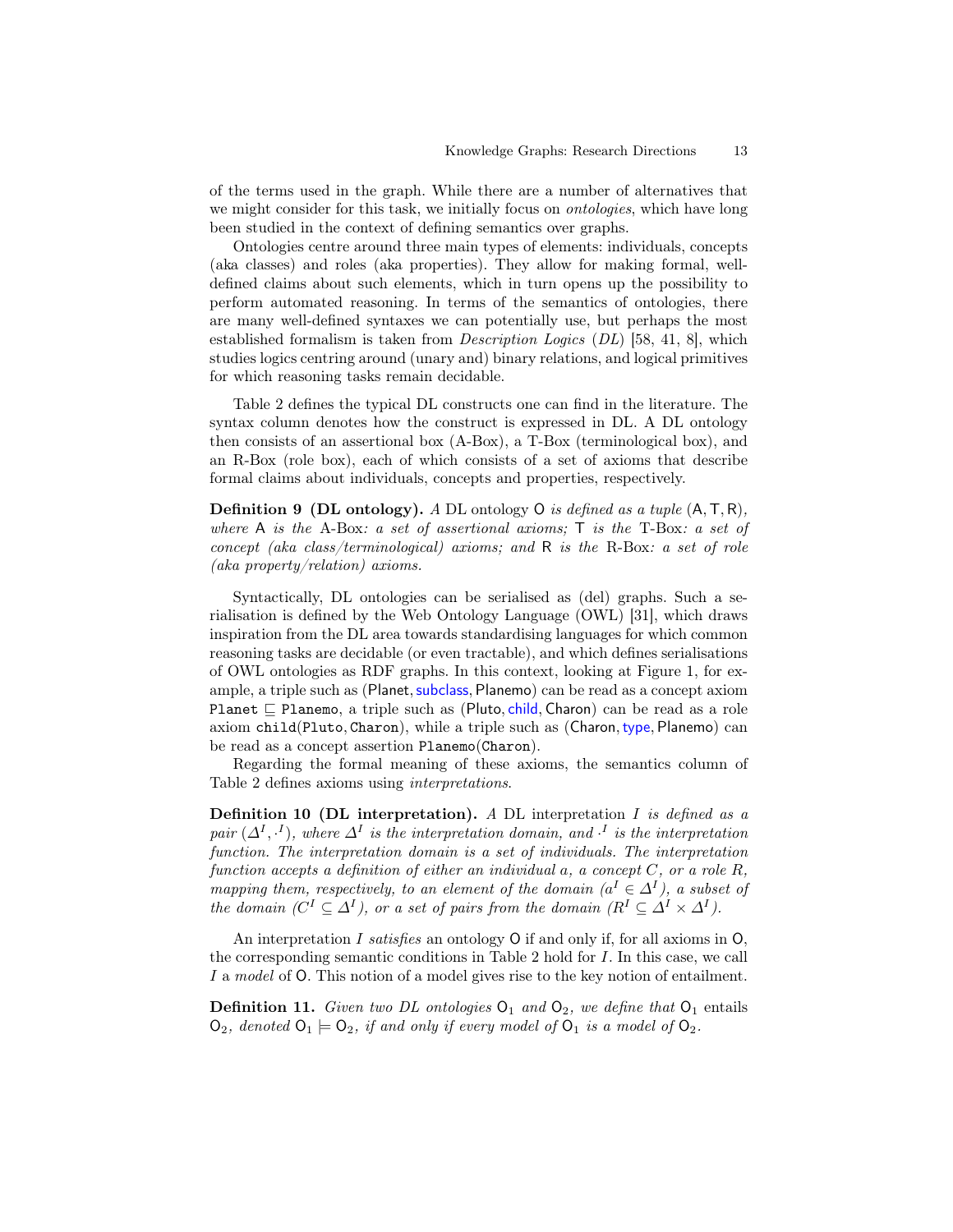of the terms used in the graph. While there are a number of alternatives that we might consider for this task, we initially focus on *ontologies*, which have long been studied in the context of defining semantics over graphs.

Ontologies centre around three main types of elements: individuals, concepts (aka classes) and roles (aka properties). They allow for making formal, well-defined claims about such elements, which in turn opens up the possibility to perform automated reasoning. In terms of the semantics of ontologies, there are many well-defined syntaxes we can potentially use, but perhaps the most established formalism is taken from *Description Logics* (*DL*) [58, 41, 8], which studies logics centring around (unary and) binary relations, and logical primitives for which reasoning tasks remain decidable.

Table 2 defines the typical DL constructs one can find in the literature. The syntax column denotes how the construct is expressed in DL. A DL ontology then consists of an assertional box (A-Box), a T-Box (terminological box), and an R-Box (role box), each of which consists of a set of axioms that describe formal claims about individuals, concepts and properties, respectively.

**Definition 9 (DL ontology).** *A* DL ontology $\mathsf{O}$ *is defined as a tuple* $(\mathsf{A}, \mathsf{T}, \mathsf{R})$*, where* $\mathsf{A}$ *is the* A-Box*: a set of assertional axioms;* $\mathsf{T}$ *is the* T-Box*: a set of concept (aka class/terminological) axioms; and* $\mathsf{R}$ *is the* R-Box*: a set of role (aka property/relation) axioms.*

Syntactically, DL ontologies can be serialised as (del) graphs. Such a serialisation is defined by the Web Ontology Language (OWL) [31], which draws inspiration from the DL area towards standardising languages for which common reasoning tasks are decidable (or even tractable), and which defines serialisations of OWL ontologies as RDF graphs. In this context, looking at Figure 1, for example, a triple such as (Planet, subclass, Planemo) can be read as a concept axiom $\texttt{Planet} \sqsubseteq \texttt{Planemo}$, a triple such as (Pluto, child, Charon) can be read as a role axiom $\texttt{child}(\texttt{Pluto}, \texttt{Charon})$, while a triple such as (Charon, type, Planemo) can be read as a concept assertion $\texttt{Planemo}(\texttt{Charon})$.

Regarding the formal meaning of these axioms, the semantics column of Table 2 defines axioms using *interpretations*.

**Definition 10 (DL interpretation).** *A* DL interpretation $I$ *is defined as a pair* $(\Delta^I, \cdot^I)$*, where* $\Delta^I$ *is the interpretation domain, and* $\cdot^I$ *is the interpretation function. The interpretation domain is a set of individuals. The interpretation function accepts a definition of either an individual* $a$*, a concept* $C$*, or a role* $R$*, mapping them, respectively, to an element of the domain* ($a^I \in \Delta^I$)*, a subset of the domain* ($C^I \subseteq \Delta^I$)*, or a set of pairs from the domain* ($R^I \subseteq \Delta^I \times \Delta^I$)*.*

An interpretation $I$ *satisfies* an ontology $\mathsf{O}$ if and only if, for all axioms in $\mathsf{O}$, the corresponding semantic conditions in Table 2 hold for $I$. In this case, we call $I$ a *model* of $\mathsf{O}$. This notion of a model gives rise to the key notion of entailment.

**Definition 11.** *Given two DL ontologies* $\mathsf{O}_1$ *and* $\mathsf{O}_2$*, we define that* $\mathsf{O}_1$ entails $\mathsf{O}_2$*, denoted* $\mathsf{O}_1 \models \mathsf{O}_2$*, if and only if every model of* $\mathsf{O}_1$ *is a model of* $\mathsf{O}_2$*.*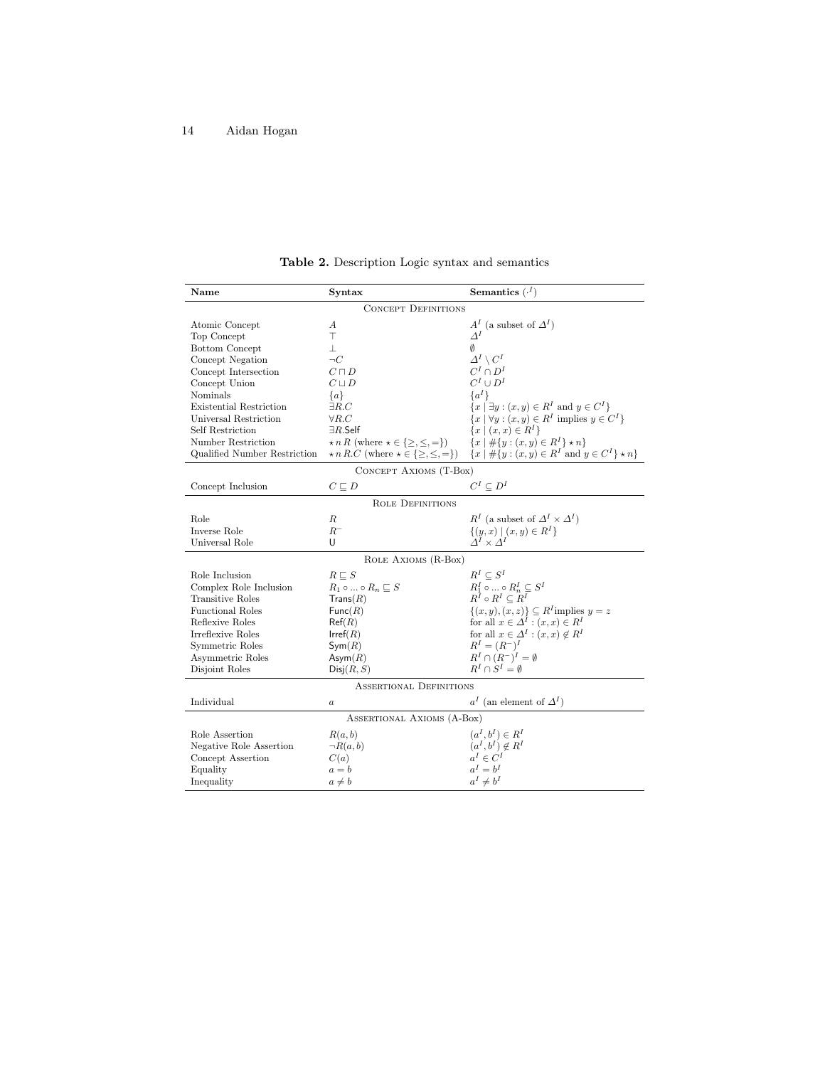**Table 2.** Description Logic syntax and semantics

| Name | Syntax | Semantics ($\cdot^I$) |
|---|---|---|
| | CONCEPT DEFINITIONS | |
| Atomic Concept | $A$ | $A^I$ (a subset of $\Delta^I$) |
| Top Concept | $\top$ | $\Delta^I$ |
| Bottom Concept | $\bot$ | $\emptyset$ |
| Concept Negation | $\neg C$ | $\Delta^I \setminus C^I$ |
| Concept Intersection | $C \sqcap D$ | $C^I \cap D^I$ |
| Concept Union | $C \sqcup D$ | $C^I \cup D^I$ |
| Nominals | $\{a\}$ | $\{a^I\}$ |
| Existential Restriction | $\exists R.C$ | $\{x \mid \exists y : (x, y) \in R^I \text{ and } y \in C^I\}$ |
| Universal Restriction | $\forall R.C$ | $\{x \mid \forall y : (x, y) \in R^I \text{ implies } y \in C^I\}$ |
| Self Restriction | $\exists R.\mathsf{Self}$ | $\{x \mid (x, x) \in R^I\}$ |
| Number Restriction | $\star\, n\, R$ (where $\star \in \{\geq, \leq, =\}$) | $\{x \mid \#\{y : (x, y) \in R^I\} \star n\}$ |
| Qualified Number Restriction | $\star\, n\, R.C$ (where $\star \in \{\geq, \leq, =\}$) | $\{x \mid \#\{y : (x, y) \in R^I \text{ and } y \in C^I\} \star n\}$ |
| | CONCEPT AXIOMS (T-BOX) | |
| Concept Inclusion | $C \sqsubseteq D$ | $C^I \subseteq D^I$ |
| | ROLE DEFINITIONS | |
| Role | $R$ | $R^I$ (a subset of $\Delta^I \times \Delta^I$) |
| Inverse Role | $R^-$ | $\{(y, x) \mid (x, y) \in R^I\}$ |
| Universal Role | $\mathsf{U}$ | $\Delta^I \times \Delta^I$ |
| | ROLE AXIOMS (R-BOX) | |
| Role Inclusion | $R \sqsubseteq S$ | $R^I \subseteq S^I$ |
| Complex Role Inclusion | $R_1 \circ ... \circ R_n \sqsubseteq S$ | $R_1^I \circ ... \circ R_n^I \subseteq S^I$ |
| Transitive Roles | $\mathsf{Trans}(R)$ | $R^I \circ R^I \subseteq R^I$ |
| Functional Roles | $\mathsf{Func}(R)$ | $\{(x, y), (x, z)\} \subseteq R^I \text{implies } y = z$ |
| Reflexive Roles | $\mathsf{Ref}(R)$ | for all $x \in \Delta^I : (x, x) \in R^I$ |
| Irreflexive Roles | $\mathsf{Irref}(R)$ | for all $x \in \Delta^I : (x, x) \notin R^I$ |
| Symmetric Roles | $\mathsf{Sym}(R)$ | $R^I = (R^-)^I$ |
| Asymmetric Roles | $\mathsf{Asym}(R)$ | $R^I \cap (R^-)^I = \emptyset$ |
| Disjoint Roles | $\mathsf{Disj}(R, S)$ | $R^I \cap S^I = \emptyset$ |
| | ASSERTIONAL DEFINITIONS | |
| Individual | $a$ | $a^I$ (an element of $\Delta^I$) |
| | ASSERTIONAL AXIOMS (A-BOX) | |
| Role Assertion | $R(a, b)$ | $(a^I, b^I) \in R^I$ |
| Negative Role Assertion | $\neg R(a, b)$ | $(a^I, b^I) \notin R^I$ |
| Concept Assertion | $C(a)$ | $a^I \in C^I$ |
| Equality | $a = b$ | $a^I = b^I$ |
| Inequality | $a \neq b$ | $a^I \neq b^I$ |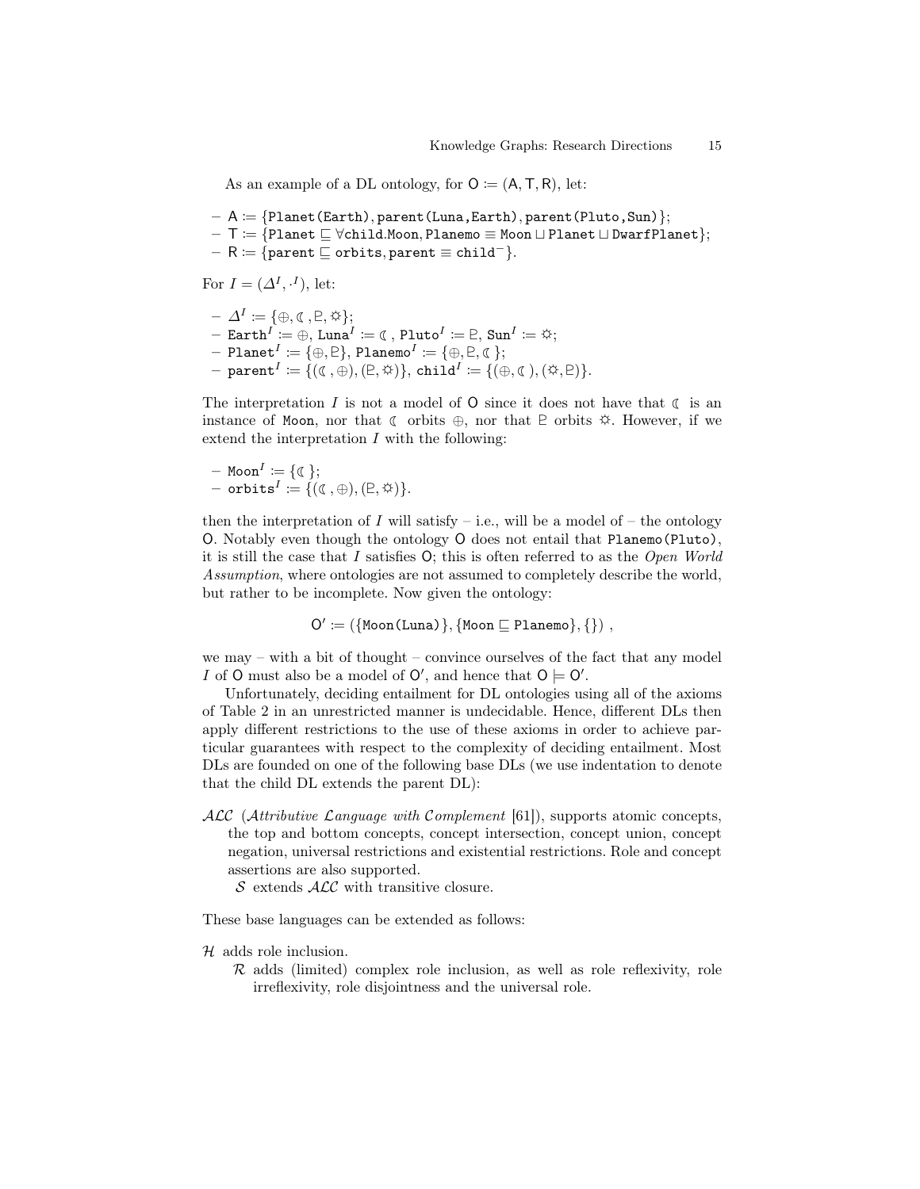As an example of a DL ontology, for $\mathsf{O} \coloneqq (\mathsf{A}, \mathsf{T}, \mathsf{R})$, let:

- $\mathsf{A} \coloneqq \{\texttt{Planet(Earth)}, \texttt{parent(Luna,Earth)}, \texttt{parent(Pluto,Sun)}\}$;
- $\mathsf{T} \coloneqq \{\texttt{Planet} \sqsubseteq \forall\texttt{child.Moon}, \texttt{Planemo} \equiv \texttt{Moon} \sqcup \texttt{Planet} \sqcup \texttt{DwarfPlanet}\}$;
- $\mathsf{R} \coloneqq \{\texttt{parent} \sqsubseteq \texttt{orbits}, \texttt{parent} \equiv \texttt{child}^{-}\}$.

For $I = (\Delta^I, \cdot^I)$, let:

- $\Delta^I \coloneqq \{\oplus, ☾, ♇, ☼\}$;
- $\texttt{Earth}^I \coloneqq \oplus$, $\texttt{Luna}^I \coloneqq ☾$, $\texttt{Pluto}^I \coloneqq ♇$, $\texttt{Sun}^I \coloneqq ☼$;
- $\texttt{Planet}^I \coloneqq \{\oplus, ♇\}$, $\texttt{Planemo}^I \coloneqq \{\oplus, ♇, ☾\}$;
- $\texttt{parent}^I \coloneqq \{(☾, \oplus), (♇, ☼)\}$, $\texttt{child}^I \coloneqq \{(\oplus, ☾), (☼, ♇)\}$.

The interpretation $I$ is not a model of $\mathsf{O}$ since it does not have that ☾ is an instance of `Moon`, nor that ☾ orbits $\oplus$, nor that ♇ orbits ☼. However, if we extend the interpretation $I$ with the following:

- $\texttt{Moon}^I \coloneqq \{☾\}$;
- $\texttt{orbits}^I \coloneqq \{(☾, \oplus), (♇, ☼)\}$.

then the interpretation of $I$ will satisfy – i.e., will be a model of – the ontology $\mathsf{O}$. Notably even though the ontology $\mathsf{O}$ does not entail that `Planemo(Pluto)`, it is still the case that $I$ satisfies $\mathsf{O}$; this is often referred to as the *Open World Assumption*, where ontologies are not assumed to completely describe the world, but rather to be incomplete. Now given the ontology:

$$\mathsf{O}' \coloneqq (\{\texttt{Moon(Luna)}\}, \{\texttt{Moon} \sqsubseteq \texttt{Planemo}\}, \{\}) \ ,$$

we may – with a bit of thought – convince ourselves of the fact that any model $I$ of $\mathsf{O}$ must also be a model of $\mathsf{O}'$, and hence that $\mathsf{O} \models \mathsf{O}'$.

Unfortunately, deciding entailment for DL ontologies using all of the axioms of Table 2 in an unrestricted manner is undecidable. Hence, different DLs then apply different restrictions to the use of these axioms in order to achieve particular guarantees with respect to the complexity of deciding entailment. Most DLs are founded on one of the following base DLs (we use indentation to denote that the child DL extends the parent DL):

$\mathcal{ALC}$ (*Attributive Language with Complement* [61]), supports atomic concepts, the top and bottom concepts, concept intersection, concept union, concept negation, universal restrictions and existential restrictions. Role and concept assertions are also supported.
- $\mathcal{S}$ extends $\mathcal{ALC}$ with transitive closure.

These base languages can be extended as follows:

$\mathcal{H}$ adds role inclusion.
- $\mathcal{R}$ adds (limited) complex role inclusion, as well as role reflexivity, role irreflexivity, role disjointness and the universal role.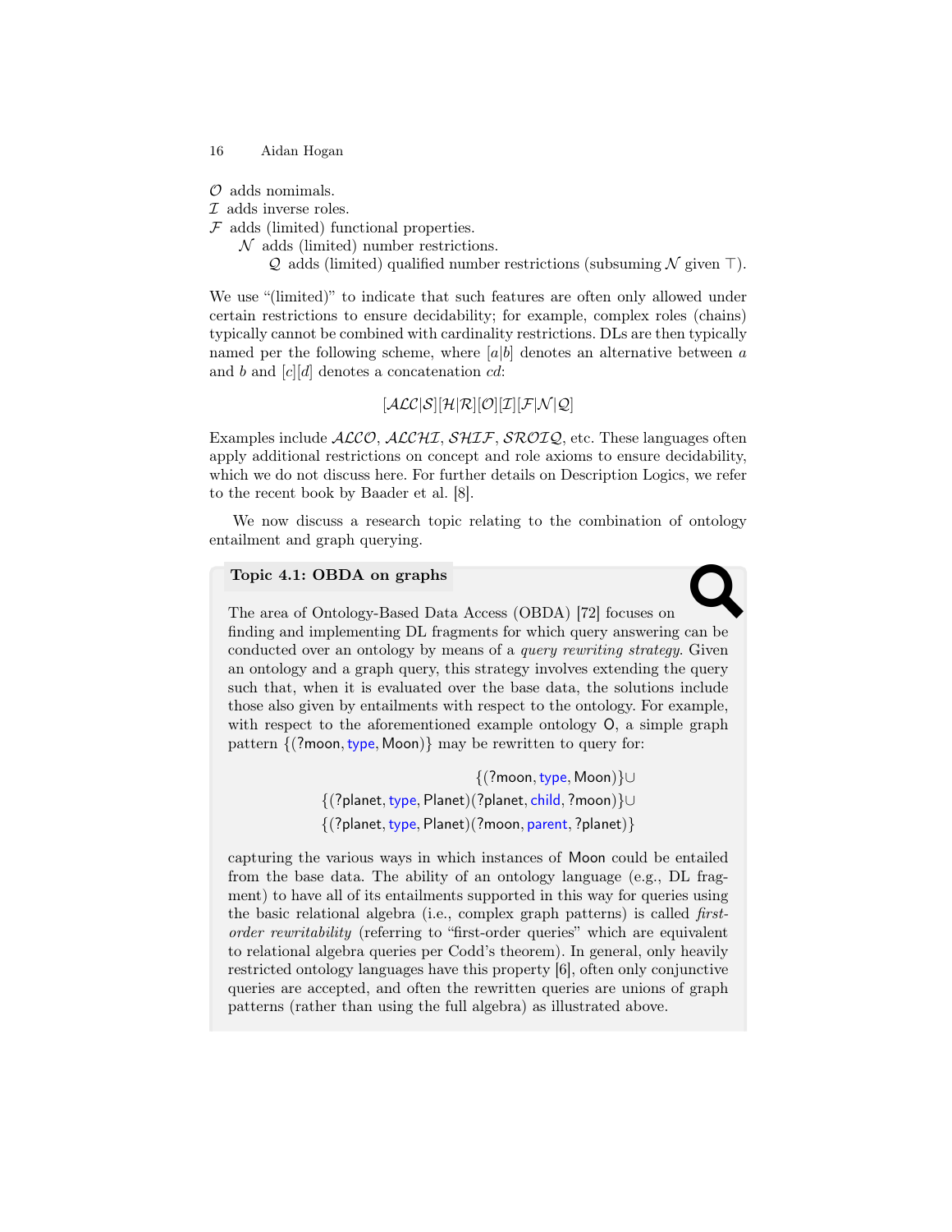$\mathcal{O}$ adds nominals.
$\mathcal{I}$ adds inverse roles.
$\mathcal{F}$ adds (limited) functional properties.
  $\mathcal{N}$ adds (limited) number restrictions.
    $\mathcal{Q}$ adds (limited) qualified number restrictions (subsuming $\mathcal{N}$ given $\top$).

We use "(limited)" to indicate that such features are often only allowed under certain restrictions to ensure decidability; for example, complex roles (chains) typically cannot be combined with cardinality restrictions. DLs are then typically named per the following scheme, where $[a|b]$ denotes an alternative between $a$ and $b$ and $[c][d]$ denotes a concatenation $cd$:

$$[\mathcal{ALC}|\mathcal{S}][\mathcal{H}|\mathcal{R}][\mathcal{O}][\mathcal{I}][\mathcal{F}|\mathcal{N}|\mathcal{Q}]$$

Examples include $\mathcal{ALCO}$, $\mathcal{ALCHI}$, $\mathcal{SHIF}$, $\mathcal{SROIQ}$, etc. These languages often apply additional restrictions on concept and role axioms to ensure decidability, which we do not discuss here. For further details on Description Logics, we refer to the recent book by Baader et al. [8].

We now discuss a research topic relating to the combination of ontology entailment and graph querying.

**Topic 4.1: OBDA on graphs**

The area of Ontology-Based Data Access (OBDA) [72] focuses on finding and implementing DL fragments for which query answering can be conducted over an ontology by means of a *query rewriting strategy*. Given an ontology and a graph query, this strategy involves extending the query such that, when it is evaluated over the base data, the solutions include those also given by entailments with respect to the ontology. For example, with respect to the aforementioned example ontology O, a simple graph pattern $\{(\text{?moon}, \text{type}, \text{Moon})\}$ may be rewritten to query for:

$$\begin{aligned}
&\{(\text{?moon}, \text{type}, \text{Moon})\}\cup \\
\{(\text{?planet}, \text{type}, \text{Planet})&(\text{?planet}, \text{child}, \text{?moon})\}\cup \\
\{(\text{?planet}, \text{type}, \text{Planet})&(\text{?moon}, \text{parent}, \text{?planet})\}
\end{aligned}$$

capturing the various ways in which instances of Moon could be entailed from the base data. The ability of an ontology language (e.g., DL fragment) to have all of its entailments supported in this way for queries using the basic relational algebra (i.e., complex graph patterns) is called *first-order rewritability* (referring to "first-order queries" which are equivalent to relational algebra queries per Codd's theorem). In general, only heavily restricted ontology languages have this property [6], often only conjunctive queries are accepted, and often the rewritten queries are unions of graph patterns (rather than using the full algebra) as illustrated above.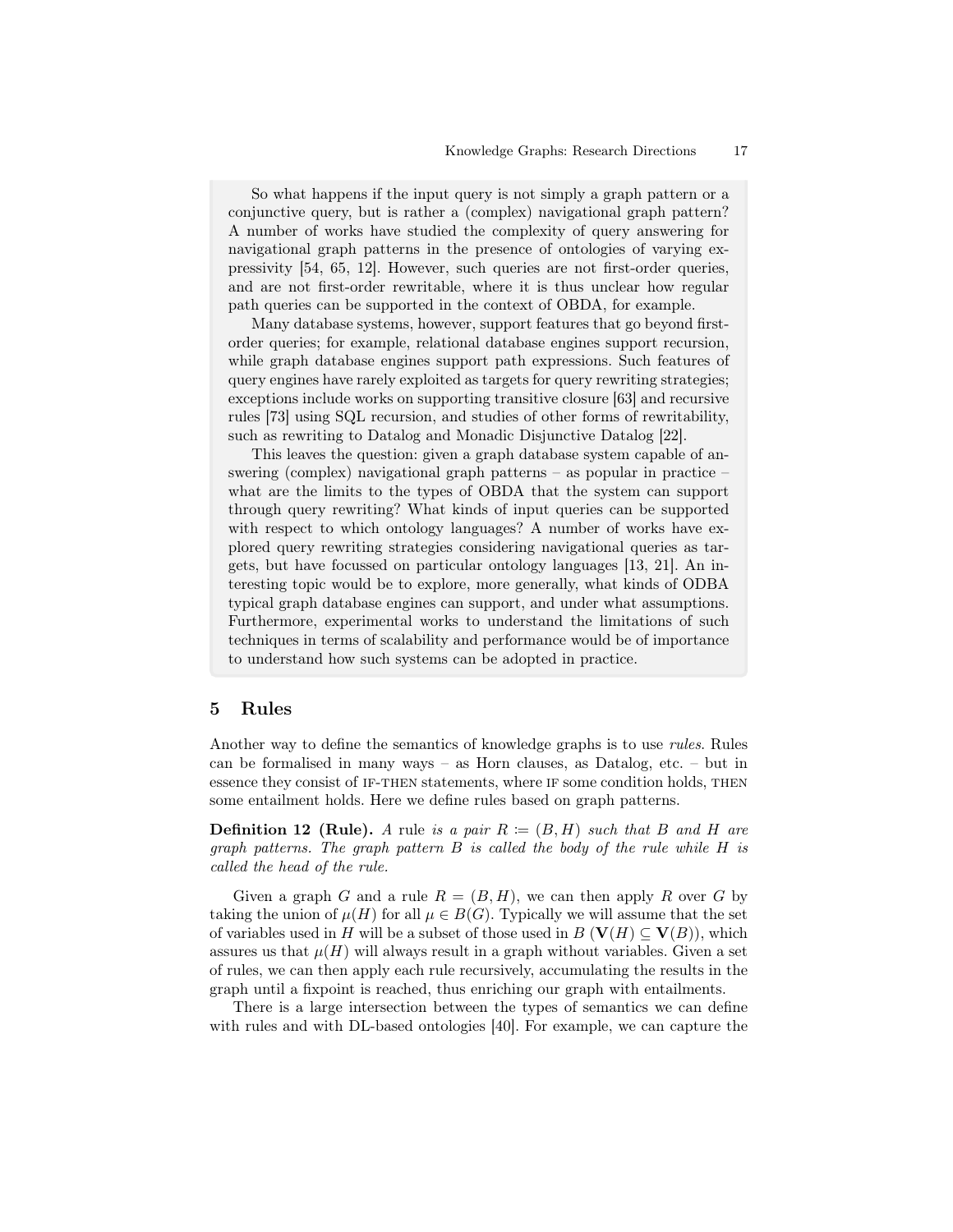So what happens if the input query is not simply a graph pattern or a conjunctive query, but is rather a (complex) navigational graph pattern? A number of works have studied the complexity of query answering for navigational graph patterns in the presence of ontologies of varying expressivity [54, 65, 12]. However, such queries are not first-order queries, and are not first-order rewritable, where it is thus unclear how regular path queries can be supported in the context of OBDA, for example.

Many database systems, however, support features that go beyond first-order queries; for example, relational database engines support recursion, while graph database engines support path expressions. Such features of query engines have rarely exploited as targets for query rewriting strategies; exceptions include works on supporting transitive closure [63] and recursive rules [73] using SQL recursion, and studies of other forms of rewritability, such as rewriting to Datalog and Monadic Disjunctive Datalog [22].

This leaves the question: given a graph database system capable of answering (complex) navigational graph patterns – as popular in practice – what are the limits to the types of OBDA that the system can support through query rewriting? What kinds of input queries can be supported with respect to which ontology languages? A number of works have explored query rewriting strategies considering navigational queries as targets, but have focussed on particular ontology languages [13, 21]. An interesting topic would be to explore, more generally, what kinds of ODBA typical graph database engines can support, and under what assumptions. Furthermore, experimental works to understand the limitations of such techniques in terms of scalability and performance would be of importance to understand how such systems can be adopted in practice.

## 5 Rules

Another way to define the semantics of knowledge graphs is to use *rules*. Rules can be formalised in many ways – as Horn clauses, as Datalog, etc. – but in essence they consist of IF-THEN statements, where IF some condition holds, THEN some entailment holds. Here we define rules based on graph patterns.

**Definition 12 (Rule).** *A* rule *is a pair $R \coloneqq (B, H)$ such that $B$ and $H$ are graph patterns. The graph pattern $B$ is called the body of the rule while $H$ is called the head of the rule.*

Given a graph $G$ and a rule $R = (B, H)$, we can then apply $R$ over $G$ by taking the union of $\mu(H)$ for all $\mu \in B(G)$. Typically we will assume that the set of variables used in $H$ will be a subset of those used in $B$ ($\mathbf{V}(H) \subseteq \mathbf{V}(B)$), which assures us that $\mu(H)$ will always result in a graph without variables. Given a set of rules, we can then apply each rule recursively, accumulating the results in the graph until a fixpoint is reached, thus enriching our graph with entailments.

There is a large intersection between the types of semantics we can define with rules and with DL-based ontologies [40]. For example, we can capture the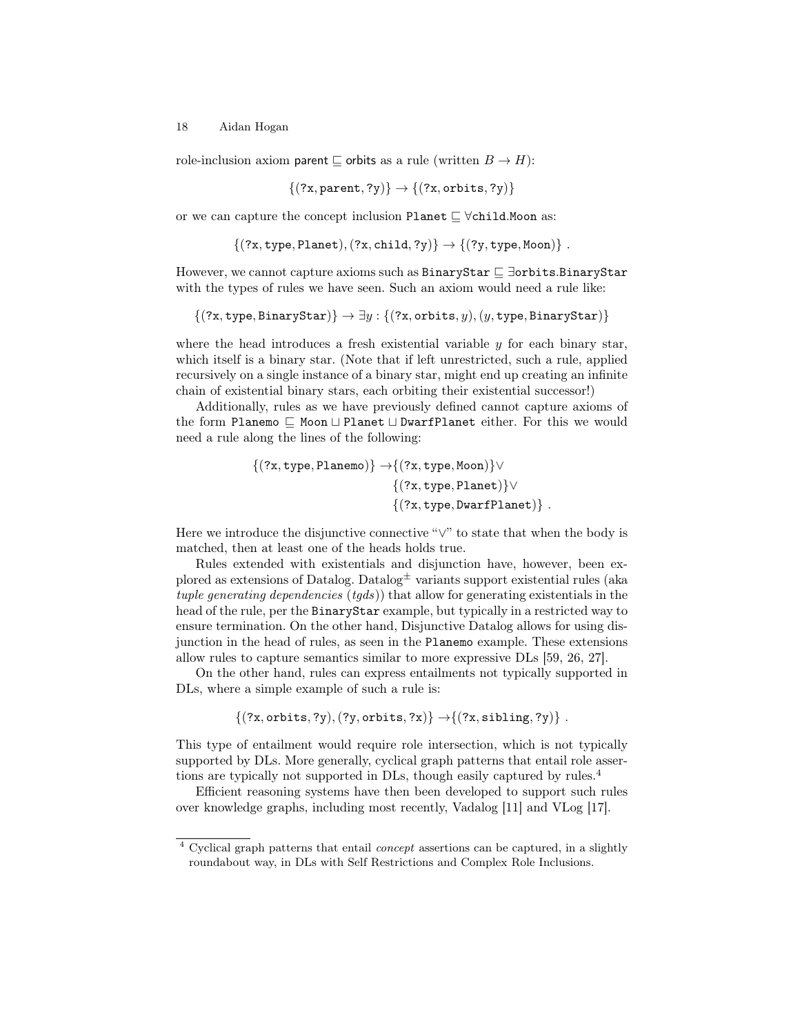role-inclusion axiom $\mathsf{parent} \sqsubseteq \mathsf{orbits}$ as a rule (written $B \rightarrow H$):

$$\{(\mathtt{?x}, \mathtt{parent}, \mathtt{?y})\} \rightarrow \{(\mathtt{?x}, \mathtt{orbits}, \mathtt{?y})\}$$

or we can capture the concept inclusion $\mathtt{Planet} \sqsubseteq \forall \mathtt{child}.\mathtt{Moon}$ as:

$$\{(\mathtt{?x}, \mathtt{type}, \mathtt{Planet}), (\mathtt{?x}, \mathtt{child}, \mathtt{?y})\} \rightarrow \{(\mathtt{?y}, \mathtt{type}, \mathtt{Moon})\} \ .$$

However, we cannot capture axioms such as $\mathtt{BinaryStar} \sqsubseteq \exists \mathtt{orbits}.\mathtt{BinaryStar}$ with the types of rules we have seen. Such an axiom would need a rule like:

$$\{(\mathtt{?x}, \mathtt{type}, \mathtt{BinaryStar})\} \rightarrow \exists y : \{(\mathtt{?x}, \mathtt{orbits}, y), (y, \mathtt{type}, \mathtt{BinaryStar})\}$$

where the head introduces a fresh existential variable $y$ for each binary star, which itself is a binary star. (Note that if left unrestricted, such a rule, applied recursively on a single instance of a binary star, might end up creating an infinite chain of existential binary stars, each orbiting their existential successor!)

Additionally, rules as we have previously defined cannot capture axioms of the form $\mathtt{Planemo} \sqsubseteq \mathtt{Moon} \sqcup \mathtt{Planet} \sqcup \mathtt{DwarfPlanet}$ either. For this we would need a rule along the lines of the following:

$$\begin{aligned}\{(\mathtt{?x}, \mathtt{type}, \mathtt{Planemo})\} \rightarrow & \{(\mathtt{?x}, \mathtt{type}, \mathtt{Moon})\} \vee \\ & \{(\mathtt{?x}, \mathtt{type}, \mathtt{Planet})\} \vee \\ & \{(\mathtt{?x}, \mathtt{type}, \mathtt{DwarfPlanet})\} \ .\end{aligned}$$

Here we introduce the disjunctive connective "$\vee$" to state that when the body is matched, then at least one of the heads holds true.

Rules extended with existentials and disjunction have, however, been explored as extensions of Datalog. Datalog$^{\pm}$ variants support existential rules (aka *tuple generating dependencies* (*tgds*)) that allow for generating existentials in the head of the rule, per the BinaryStar example, but typically in a restricted way to ensure termination. On the other hand, Disjunctive Datalog allows for using disjunction in the head of rules, as seen in the Planemo example. These extensions allow rules to capture semantics similar to more expressive DLs [59, 26, 27].

On the other hand, rules can express entailments not typically supported in DLs, where a simple example of such a rule is:

$$\{(\mathtt{?x}, \mathtt{orbits}, \mathtt{?y}), (\mathtt{?y}, \mathtt{orbits}, \mathtt{?x})\} \rightarrow \{(\mathtt{?x}, \mathtt{sibling}, \mathtt{?y})\} \ .$$

This type of entailment would require role intersection, which is not typically supported by DLs. More generally, cyclical graph patterns that entail role assertions are typically not supported in DLs, though easily captured by rules.[4]

Efficient reasoning systems have then been developed to support such rules over knowledge graphs, including most recently, Vadalog [11] and VLog [17].

---

[4] Cyclical graph patterns that entail *concept* assertions can be captured, in a slightly roundabout way, in DLs with Self Restrictions and Complex Role Inclusions.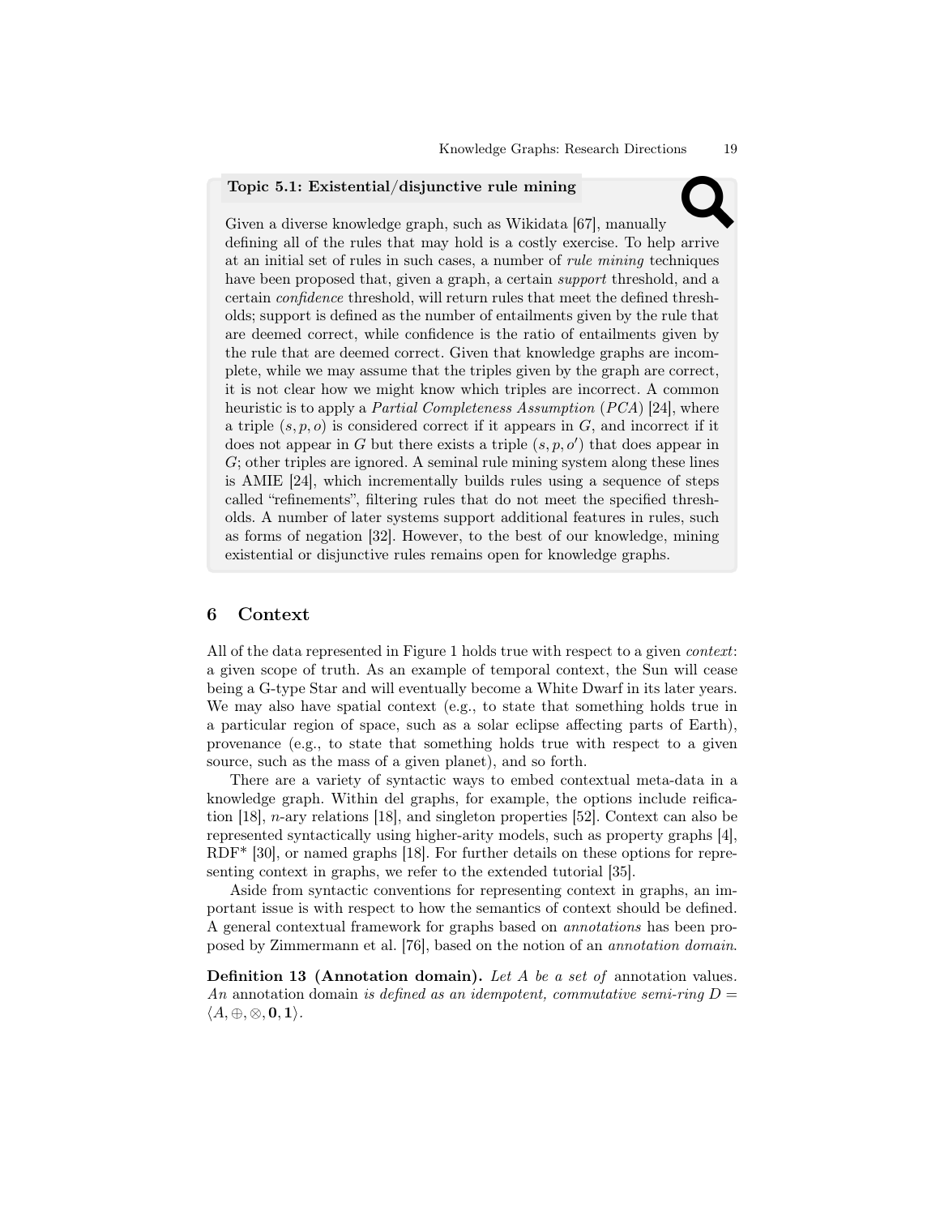**Topic 5.1: Existential/disjunctive rule mining**

Given a diverse knowledge graph, such as Wikidata [67], manually defining all of the rules that may hold is a costly exercise. To help arrive at an initial set of rules in such cases, a number of *rule mining* techniques have been proposed that, given a graph, a certain *support* threshold, and a certain *confidence* threshold, will return rules that meet the defined thresholds; support is defined as the number of entailments given by the rule that are deemed correct, while confidence is the ratio of entailments given by the rule that are deemed correct. Given that knowledge graphs are incomplete, while we may assume that the triples given by the graph are correct, it is not clear how we might know which triples are incorrect. A common heuristic is to apply a *Partial Completeness Assumption* (*PCA*) [24], where a triple $(s, p, o)$ is considered correct if it appears in $G$, and incorrect if it does not appear in $G$ but there exists a triple $(s, p, o')$ that does appear in $G$; other triples are ignored. A seminal rule mining system along these lines is AMIE [24], which incrementally builds rules using a sequence of steps called "refinements", filtering rules that do not meet the specified thresholds. A number of later systems support additional features in rules, such as forms of negation [32]. However, to the best of our knowledge, mining existential or disjunctive rules remains open for knowledge graphs.

## 6 Context

All of the data represented in Figure 1 holds true with respect to a given *context*: a given scope of truth. As an example of temporal context, the Sun will cease being a G-type Star and will eventually become a White Dwarf in its later years. We may also have spatial context (e.g., to state that something holds true in a particular region of space, such as a solar eclipse affecting parts of Earth), provenance (e.g., to state that something holds true with respect to a given source, such as the mass of a given planet), and so forth.

There are a variety of syntactic ways to embed contextual meta-data in a knowledge graph. Within del graphs, for example, the options include reification [18], $n$-ary relations [18], and singleton properties [52]. Context can also be represented syntactically using higher-arity models, such as property graphs [4], RDF* [30], or named graphs [18]. For further details on these options for representing context in graphs, we refer to the extended tutorial [35].

Aside from syntactic conventions for representing context in graphs, an important issue is with respect to how the semantics of context should be defined. A general contextual framework for graphs based on *annotations* has been proposed by Zimmermann et al. [76], based on the notion of an *annotation domain*.

**Definition 13 (Annotation domain).** *Let $A$ be a set of* annotation values. *An* annotation domain *is defined as an idempotent, commutative semi-ring $D = \langle A, \oplus, \otimes, \mathbf{0}, \mathbf{1} \rangle$.*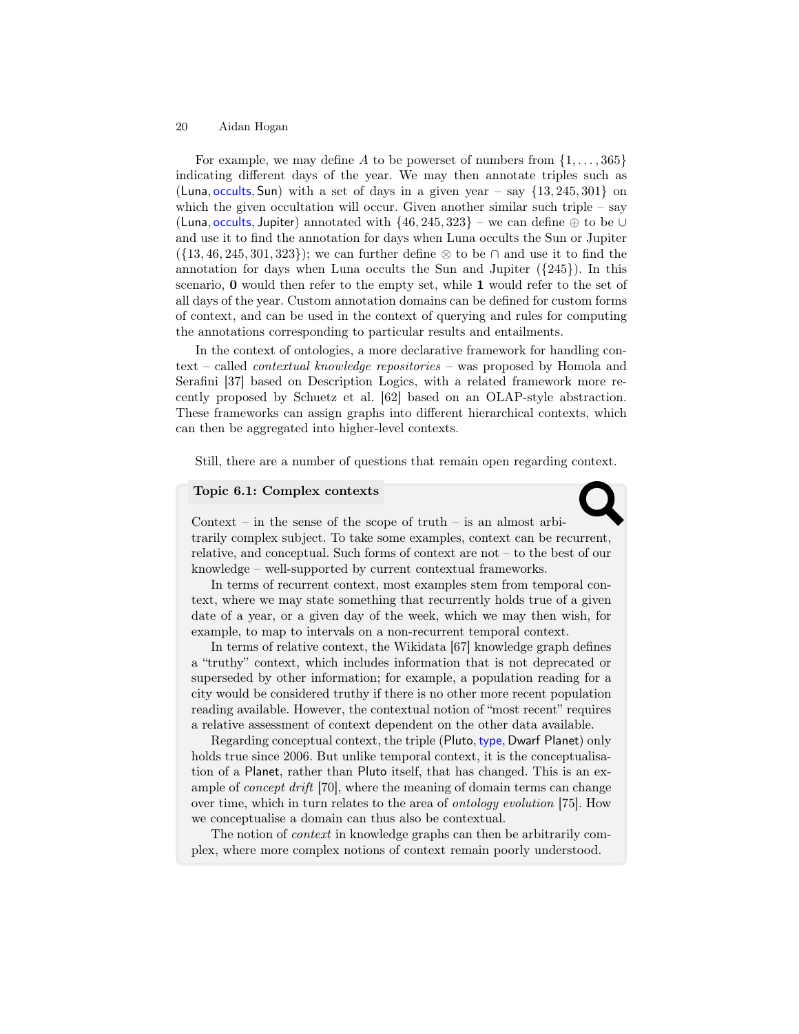For example, we may define $A$ to be powerset of numbers from $\{1, \ldots, 365\}$ indicating different days of the year. We may then annotate triples such as (Luna, occults, Sun) with a set of days in a given year – say $\{13, 245, 301\}$ on which the given occultation will occur. Given another similar such triple – say (Luna, occults, Jupiter) annotated with $\{46, 245, 323\}$ – we can define $\oplus$ to be $\cup$ and use it to find the annotation for days when Luna occults the Sun or Jupiter ($\{13, 46, 245, 301, 323\}$); we can further define $\otimes$ to be $\cap$ and use it to find the annotation for days when Luna occults the Sun and Jupiter ($\{245\}$). In this scenario, $\mathbf{0}$ would then refer to the empty set, while $\mathbf{1}$ would refer to the set of all days of the year. Custom annotation domains can be defined for custom forms of context, and can be used in the context of querying and rules for computing the annotations corresponding to particular results and entailments.

In the context of ontologies, a more declarative framework for handling context – called *contextual knowledge repositories* – was proposed by Homola and Serafini [37] based on Description Logics, with a related framework more recently proposed by Schuetz et al. [62] based on an OLAP-style abstraction. These frameworks can assign graphs into different hierarchical contexts, which can then be aggregated into higher-level contexts.

Still, there are a number of questions that remain open regarding context.

**Topic 6.1: Complex contexts**

Context – in the sense of the scope of truth – is an almost arbitrarily complex subject. To take some examples, context can be recurrent, relative, and conceptual. Such forms of context are not – to the best of our knowledge – well-supported by current contextual frameworks.

In terms of recurrent context, most examples stem from temporal context, where we may state something that recurrently holds true of a given date of a year, or a given day of the week, which we may then wish, for example, to map to intervals on a non-recurrent temporal context.

In terms of relative context, the Wikidata [67] knowledge graph defines a "truthy" context, which includes information that is not deprecated or superseded by other information; for example, a population reading for a city would be considered truthy if there is no other more recent population reading available. However, the contextual notion of "most recent" requires a relative assessment of context dependent on the other data available.

Regarding conceptual context, the triple (Pluto, type, Dwarf Planet) only holds true since 2006. But unlike temporal context, it is the conceptualisation of a Planet, rather than Pluto itself, that has changed. This is an example of *concept drift* [70], where the meaning of domain terms can change over time, which in turn relates to the area of *ontology evolution* [75]. How we conceptualise a domain can thus also be contextual.

The notion of *context* in knowledge graphs can then be arbitrarily complex, where more complex notions of context remain poorly understood.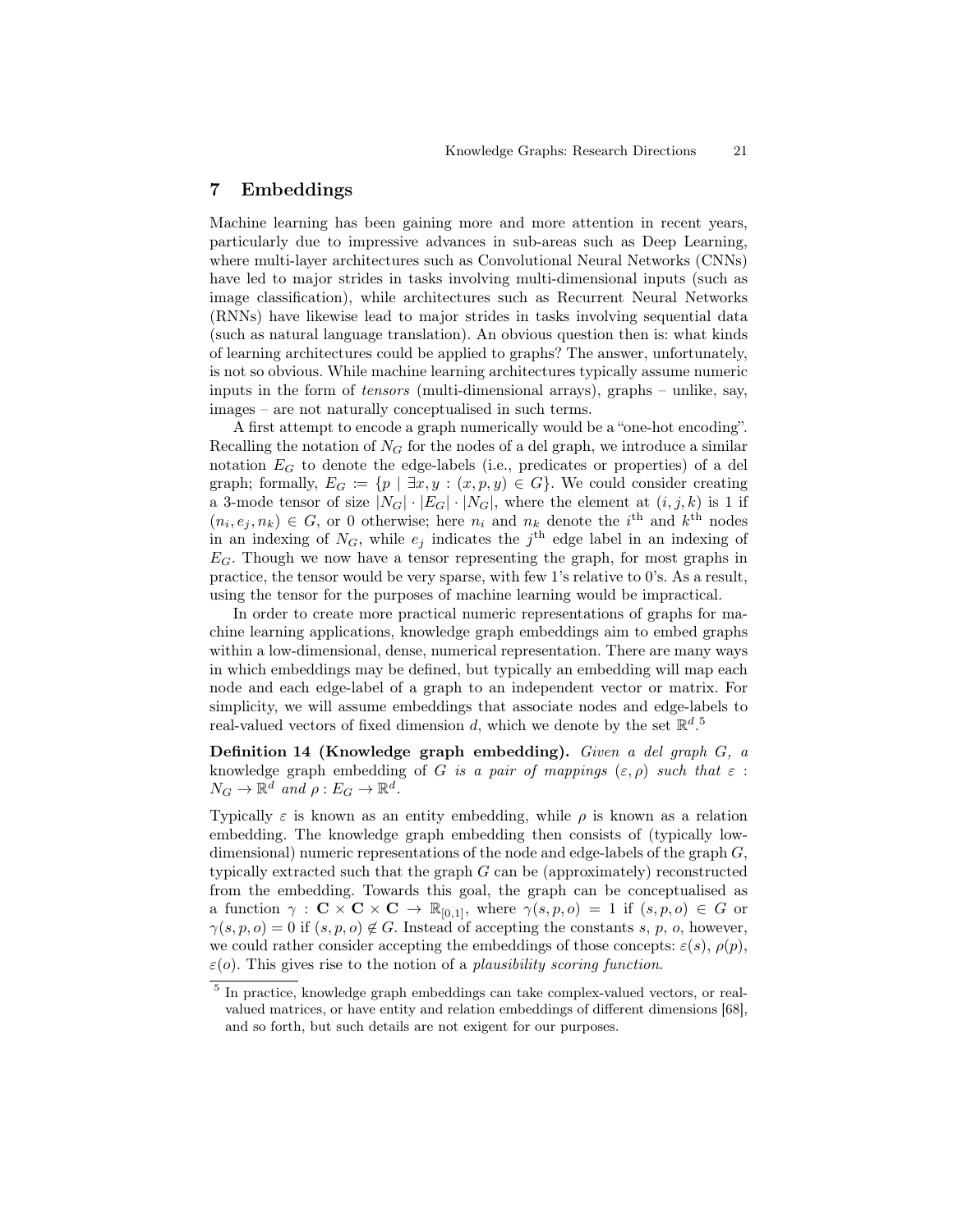## 7 Embeddings

Machine learning has been gaining more and more attention in recent years, particularly due to impressive advances in sub-areas such as Deep Learning, where multi-layer architectures such as Convolutional Neural Networks (CNNs) have led to major strides in tasks involving multi-dimensional inputs (such as image classification), while architectures such as Recurrent Neural Networks (RNNs) have likewise lead to major strides in tasks involving sequential data (such as natural language translation). An obvious question then is: what kinds of learning architectures could be applied to graphs? The answer, unfortunately, is not so obvious. While machine learning architectures typically assume numeric inputs in the form of *tensors* (multi-dimensional arrays), graphs – unlike, say, images – are not naturally conceptualised in such terms.

A first attempt to encode a graph numerically would be a "one-hot encoding". Recalling the notation of $N_G$ for the nodes of a del graph, we introduce a similar notation $E_G$ to denote the edge-labels (i.e., predicates or properties) of a del graph; formally, $E_G := \{p \mid \exists x, y : (x, p, y) \in G\}$. We could consider creating a 3-mode tensor of size $|N_G| \cdot |E_G| \cdot |N_G|$, where the element at $(i, j, k)$ is 1 if $(n_i, e_j, n_k) \in G$, or 0 otherwise; here $n_i$ and $n_k$ denote the $i^{\text{th}}$ and $k^{\text{th}}$ nodes in an indexing of $N_G$, while $e_j$ indicates the $j^{\text{th}}$ edge label in an indexing of $E_G$. Though we now have a tensor representing the graph, for most graphs in practice, the tensor would be very sparse, with few 1's relative to 0's. As a result, using the tensor for the purposes of machine learning would be impractical.

In order to create more practical numeric representations of graphs for machine learning applications, knowledge graph embeddings aim to embed graphs within a low-dimensional, dense, numerical representation. There are many ways in which embeddings may be defined, but typically an embedding will map each node and each edge-label of a graph to an independent vector or matrix. For simplicity, we will assume embeddings that associate nodes and edge-labels to real-valued vectors of fixed dimension $d$, which we denote by the set $\mathbb{R}^d$.[5]

**Definition 14 (Knowledge graph embedding).** *Given a del graph $G$, a* knowledge graph embedding *of $G$ is a pair of mappings $(\varepsilon, \rho)$ such that $\varepsilon : N_G \to \mathbb{R}^d$ and $\rho : E_G \to \mathbb{R}^d$.*

Typically $\varepsilon$ is known as an entity embedding, while $\rho$ is known as a relation embedding. The knowledge graph embedding then consists of (typically low-dimensional) numeric representations of the node and edge-labels of the graph $G$, typically extracted such that the graph $G$ can be (approximately) reconstructed from the embedding. Towards this goal, the graph can be conceptualised as a function $\gamma : \mathbf{C} \times \mathbf{C} \times \mathbf{C} \to \mathbb{R}_{[0,1]}$, where $\gamma(s, p, o) = 1$ if $(s, p, o) \in G$ or $\gamma(s, p, o) = 0$ if $(s, p, o) \notin G$. Instead of accepting the constants $s$, $p$, $o$, however, we could rather consider accepting the embeddings of those concepts: $\varepsilon(s)$, $\rho(p)$, $\varepsilon(o)$. This gives rise to the notion of a *plausibility scoring function*.

[5] In practice, knowledge graph embeddings can take complex-valued vectors, or real-valued matrices, or have entity and relation embeddings of different dimensions [68], and so forth, but such details are not exigent for our purposes.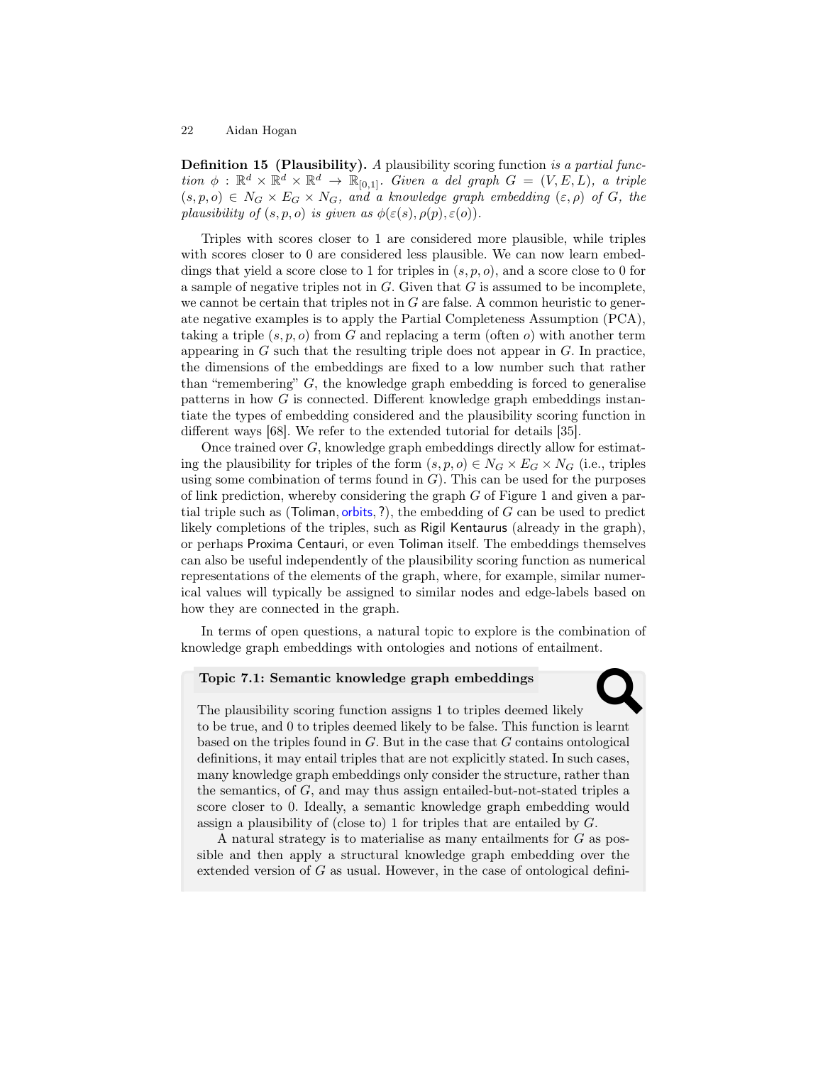**Definition 15 (Plausibility).** *A* plausibility scoring function *is a partial function* $\phi : \mathbb{R}^d \times \mathbb{R}^d \times \mathbb{R}^d \to \mathbb{R}_{[0,1]}$*. Given a del graph* $G = (V, E, L)$*, a triple* $(s, p, o) \in N_G \times E_G \times N_G$*, and a knowledge graph embedding* $(\varepsilon, \rho)$ *of* $G$*, the plausibility of* $(s, p, o)$ *is given as* $\phi(\varepsilon(s), \rho(p), \varepsilon(o))$*.*

Triples with scores closer to 1 are considered more plausible, while triples with scores closer to 0 are considered less plausible. We can now learn embeddings that yield a score close to 1 for triples in $(s, p, o)$, and a score close to 0 for a sample of negative triples not in $G$. Given that $G$ is assumed to be incomplete, we cannot be certain that triples not in $G$ are false. A common heuristic to generate negative examples is to apply the Partial Completeness Assumption (PCA), taking a triple $(s, p, o)$ from $G$ and replacing a term (often $o$) with another term appearing in $G$ such that the resulting triple does not appear in $G$. In practice, the dimensions of the embeddings are fixed to a low number such that rather than "remembering" $G$, the knowledge graph embedding is forced to generalise patterns in how $G$ is connected. Different knowledge graph embeddings instantiate the types of embedding considered and the plausibility scoring function in different ways [68]. We refer to the extended tutorial for details [35].

Once trained over $G$, knowledge graph embeddings directly allow for estimating the plausibility for triples of the form $(s, p, o) \in N_G \times E_G \times N_G$ (i.e., triples using some combination of terms found in $G$). This can be used for the purposes of link prediction, whereby considering the graph $G$ of Figure 1 and given a partial triple such as (Toliman, orbits, ?), the embedding of $G$ can be used to predict likely completions of the triples, such as Rigil Kentaurus (already in the graph), or perhaps Proxima Centauri, or even Toliman itself. The embeddings themselves can also be useful independently of the plausibility scoring function as numerical representations of the elements of the graph, where, for example, similar numerical values will typically be assigned to similar nodes and edge-labels based on how they are connected in the graph.

In terms of open questions, a natural topic to explore is the combination of knowledge graph embeddings with ontologies and notions of entailment.

**Topic 7.1: Semantic knowledge graph embeddings**

The plausibility scoring function assigns 1 to triples deemed likely to be true, and 0 to triples deemed likely to be false. This function is learnt based on the triples found in $G$. But in the case that $G$ contains ontological definitions, it may entail triples that are not explicitly stated. In such cases, many knowledge graph embeddings only consider the structure, rather than the semantics, of $G$, and may thus assign entailed-but-not-stated triples a score closer to 0. Ideally, a semantic knowledge graph embedding would assign a plausibility of (close to) 1 for triples that are entailed by $G$.

A natural strategy is to materialise as many entailments for $G$ as possible and then apply a structural knowledge graph embedding over the extended version of $G$ as usual. However, in the case of ontological defini-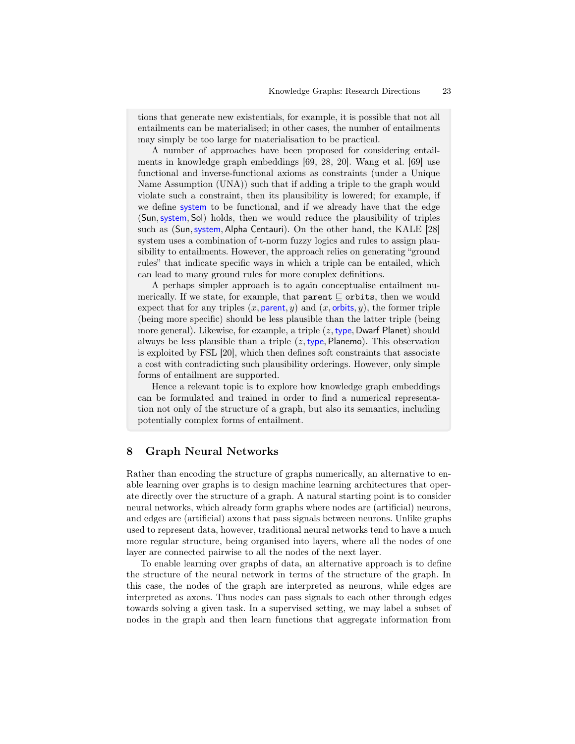tions that generate new existentials, for example, it is possible that not all entailments can be materialised; in other cases, the number of entailments may simply be too large for materialisation to be practical.

A number of approaches have been proposed for considering entailments in knowledge graph embeddings [69, 28, 20]. Wang et al. [69] use functional and inverse-functional axioms as constraints (under a Unique Name Assumption (UNA)) such that if adding a triple to the graph would violate such a constraint, then its plausibility is lowered; for example, if we define system to be functional, and if we already have that the edge (Sun, system, Sol) holds, then we would reduce the plausibility of triples such as (Sun, system, Alpha Centauri). On the other hand, the KALE [28] system uses a combination of t-norm fuzzy logics and rules to assign plausibility to entailments. However, the approach relies on generating "ground rules" that indicate specific ways in which a triple can be entailed, which can lead to many ground rules for more complex definitions.

A perhaps simpler approach is to again conceptualise entailment numerically. If we state, for example, that `parent` $\sqsubseteq$ `orbits`, then we would expect that for any triples $(x, \text{parent}, y)$ and $(x, \text{orbits}, y)$, the former triple (being more specific) should be less plausible than the latter triple (being more general). Likewise, for example, a triple $(z, \text{type}, \text{Dwarf Planet})$ should always be less plausible than a triple $(z, \text{type}, \text{Planemo})$. This observation is exploited by FSL [20], which then defines soft constraints that associate a cost with contradicting such plausibility orderings. However, only simple forms of entailment are supported.

Hence a relevant topic is to explore how knowledge graph embeddings can be formulated and trained in order to find a numerical representation not only of the structure of a graph, but also its semantics, including potentially complex forms of entailment.

## 8 Graph Neural Networks

Rather than encoding the structure of graphs numerically, an alternative to enable learning over graphs is to design machine learning architectures that operate directly over the structure of a graph. A natural starting point is to consider neural networks, which already form graphs where nodes are (artificial) neurons, and edges are (artificial) axons that pass signals between neurons. Unlike graphs used to represent data, however, traditional neural networks tend to have a much more regular structure, being organised into layers, where all the nodes of one layer are connected pairwise to all the nodes of the next layer.

To enable learning over graphs of data, an alternative approach is to define the structure of the neural network in terms of the structure of the graph. In this case, the nodes of the graph are interpreted as neurons, while edges are interpreted as axons. Thus nodes can pass signals to each other through edges towards solving a given task. In a supervised setting, we may label a subset of nodes in the graph and then learn functions that aggregate information from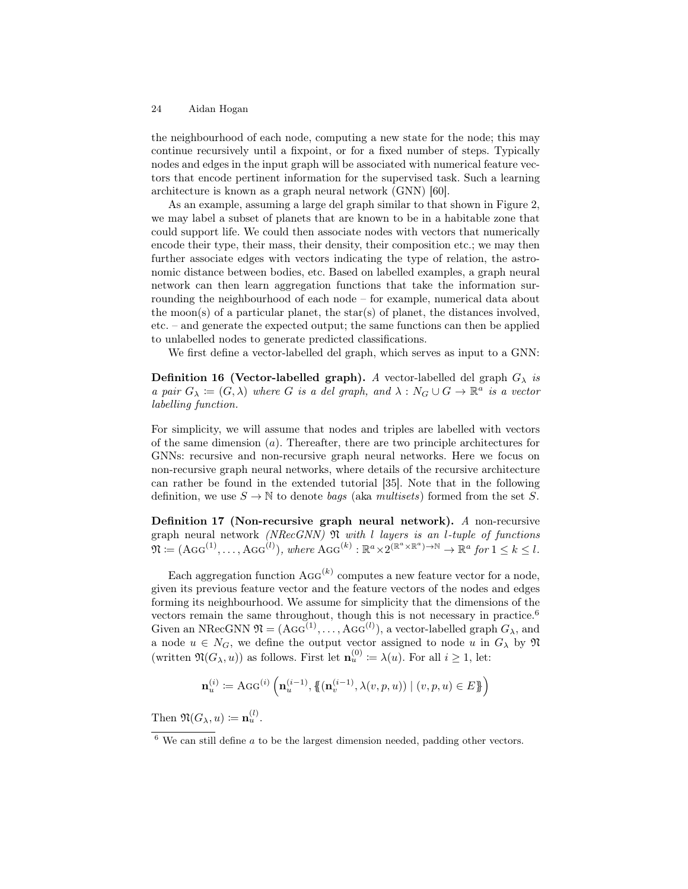the neighbourhood of each node, computing a new state for the node; this may continue recursively until a fixpoint, or for a fixed number of steps. Typically nodes and edges in the input graph will be associated with numerical feature vectors that encode pertinent information for the supervised task. Such a learning architecture is known as a graph neural network (GNN) [60].

As an example, assuming a large del graph similar to that shown in Figure 2, we may label a subset of planets that are known to be in a habitable zone that could support life. We could then associate nodes with vectors that numerically encode their type, their mass, their density, their composition etc.; we may then further associate edges with vectors indicating the type of relation, the astronomic distance between bodies, etc. Based on labelled examples, a graph neural network can then learn aggregation functions that take the information surrounding the neighbourhood of each node – for example, numerical data about the moon(s) of a particular planet, the star(s) of planet, the distances involved, etc. – and generate the expected output; the same functions can then be applied to unlabelled nodes to generate predicted classifications.

We first define a vector-labelled del graph, which serves as input to a GNN:

**Definition 16 (Vector-labelled graph).** *A vector-labelled del graph $G_\lambda$ is a pair $G_\lambda \coloneqq (G, \lambda)$ where $G$ is a del graph, and $\lambda : N_G \cup G \to \mathbb{R}^a$ is a vector labelling function.*

For simplicity, we will assume that nodes and triples are labelled with vectors of the same dimension ($a$). Thereafter, there are two principle architectures for GNNs: recursive and non-recursive graph neural networks. Here we focus on non-recursive graph neural networks, where details of the recursive architecture can rather be found in the extended tutorial [35]. Note that in the following definition, we use $S \to \mathbb{N}$ to denote *bags* (aka *multisets*) formed from the set $S$.

**Definition 17 (Non-recursive graph neural network).** *A* non-recursive graph neural network *(NRecGNN) $\mathfrak{N}$ with $l$ layers is an $l$-tuple of functions $\mathfrak{N} \coloneqq (\text{Agg}^{(1)}, \ldots, \text{Agg}^{(l)})$, where $\text{Agg}^{(k)} : \mathbb{R}^a \times 2^{(\mathbb{R}^a \times \mathbb{R}^a) \to \mathbb{N}} \to \mathbb{R}^a$ for $1 \leq k \leq l$.*

Each aggregation function $\text{Agg}^{(k)}$ computes a new feature vector for a node, given its previous feature vector and the feature vectors of the nodes and edges forming its neighbourhood. We assume for simplicity that the dimensions of the vectors remain the same throughout, though this is not necessary in practice.[6] Given an NRecGNN $\mathfrak{N} = (\text{Agg}^{(1)}, \ldots, \text{Agg}^{(l)})$, a vector-labelled graph $G_\lambda$, and a node $u \in N_G$, we define the output vector assigned to node $u$ in $G_\lambda$ by $\mathfrak{N}$ (written $\mathfrak{N}(G_\lambda, u)$) as follows. First let $\mathbf{n}_u^{(0)} \coloneqq \lambda(u)$. For all $i \geq 1$, let:

$$\mathbf{n}_u^{(i)} \coloneqq \text{Agg}^{(i)}\left(\mathbf{n}_u^{(i-1)}, \{\!\{(\mathbf{n}_v^{(i-1)}, \lambda(v,p,u)) \mid (v,p,u) \in E\}\!\}\right)$$

Then $\mathfrak{N}(G_\lambda, u) \coloneqq \mathbf{n}_u^{(l)}$.

[6] We can still define $a$ to be the largest dimension needed, padding other vectors.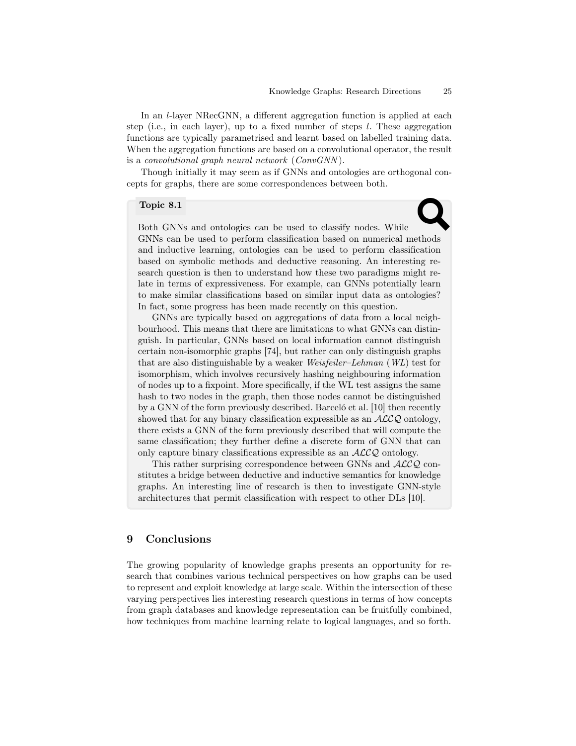In an $l$-layer NRecGNN, a different aggregation function is applied at each step (i.e., in each layer), up to a fixed number of steps $l$. These aggregation functions are typically parametrised and learnt based on labelled training data. When the aggregation functions are based on a convolutional operator, the result is a *convolutional graph neural network* (*ConvGNN*).

Though initially it may seem as if GNNs and ontologies are orthogonal concepts for graphs, there are some correspondences between both.

**Topic 8.1**

Both GNNs and ontologies can be used to classify nodes. While GNNs can be used to perform classification based on numerical methods and inductive learning, ontologies can be used to perform classification based on symbolic methods and deductive reasoning. An interesting research question is then to understand how these two paradigms might relate in terms of expressiveness. For example, can GNNs potentially learn to make similar classifications based on similar input data as ontologies? In fact, some progress has been made recently on this question.

GNNs are typically based on aggregations of data from a local neighbourhood. This means that there are limitations to what GNNs can distinguish. In particular, GNNs based on local information cannot distinguish certain non-isomorphic graphs [74], but rather can only distinguish graphs that are also distinguishable by a weaker *Weisfeiler–Lehman* (*WL*) test for isomorphism, which involves recursively hashing neighbouring information of nodes up to a fixpoint. More specifically, if the WL test assigns the same hash to two nodes in the graph, then those nodes cannot be distinguished by a GNN of the form previously described. Barceló et al. [10] then recently showed that for any binary classification expressible as an $\mathcal{ALCQ}$ ontology, there exists a GNN of the form previously described that will compute the same classification; they further define a discrete form of GNN that can only capture binary classifications expressible as an $\mathcal{ALCQ}$ ontology.

This rather surprising correspondence between GNNs and $\mathcal{ALCQ}$ constitutes a bridge between deductive and inductive semantics for knowledge graphs. An interesting line of research is then to investigate GNN-style architectures that permit classification with respect to other DLs [10].

## 9 Conclusions

The growing popularity of knowledge graphs presents an opportunity for research that combines various technical perspectives on how graphs can be used to represent and exploit knowledge at large scale. Within the intersection of these varying perspectives lies interesting research questions in terms of how concepts from graph databases and knowledge representation can be fruitfully combined, how techniques from machine learning relate to logical languages, and so forth.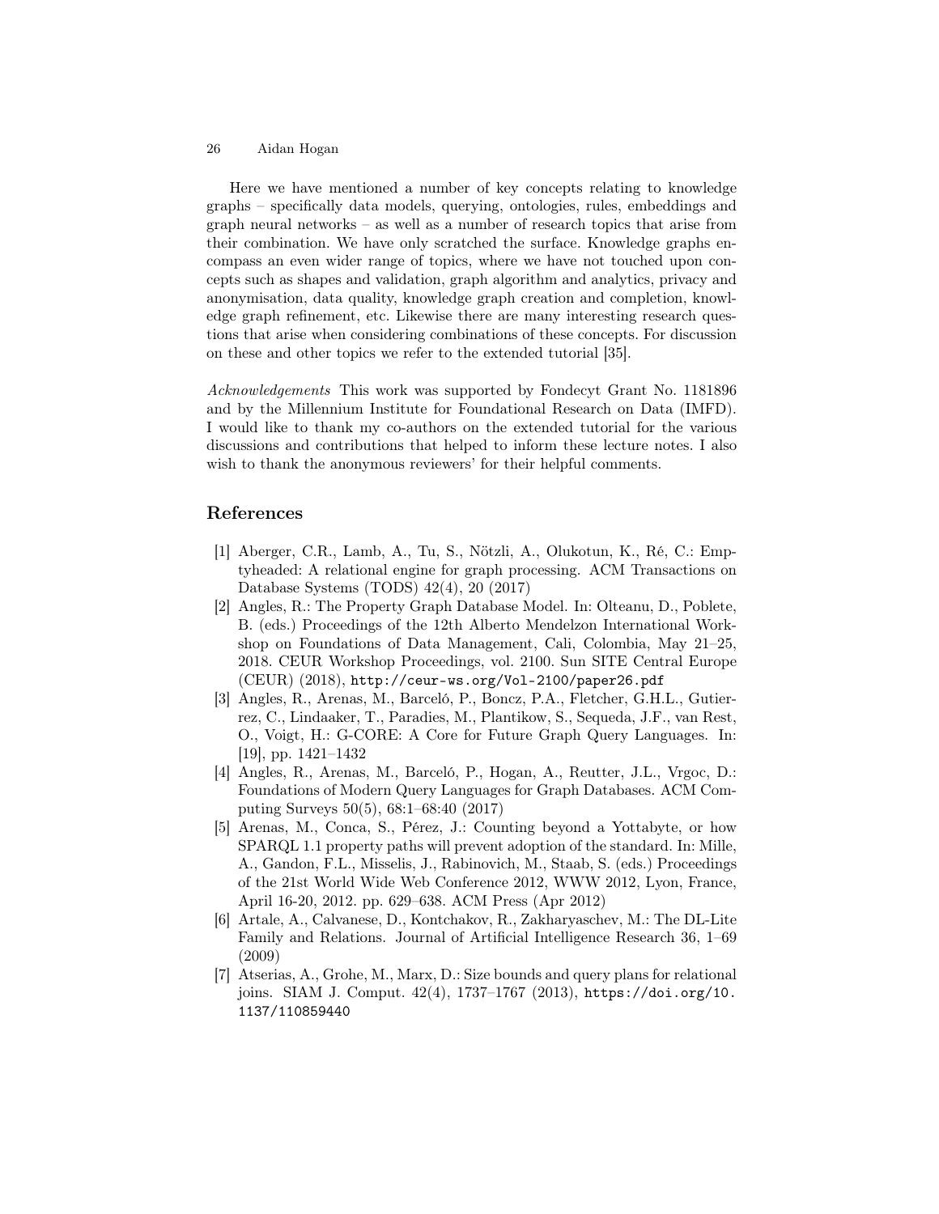Here we have mentioned a number of key concepts relating to knowledge graphs – specifically data models, querying, ontologies, rules, embeddings and graph neural networks – as well as a number of research topics that arise from their combination. We have only scratched the surface. Knowledge graphs encompass an even wider range of topics, where we have not touched upon concepts such as shapes and validation, graph algorithm and analytics, privacy and anonymisation, data quality, knowledge graph creation and completion, knowledge graph refinement, etc. Likewise there are many interesting research questions that arise when considering combinations of these concepts. For discussion on these and other topics we refer to the extended tutorial [35].

*Acknowledgements* This work was supported by Fondecyt Grant No. 1181896 and by the Millennium Institute for Foundational Research on Data (IMFD). I would like to thank my co-authors on the extended tutorial for the various discussions and contributions that helped to inform these lecture notes. I also wish to thank the anonymous reviewers' for their helpful comments.

## References

[1] Aberger, C.R., Lamb, A., Tu, S., Nötzli, A., Olukotun, K., Ré, C.: Emptyheaded: A relational engine for graph processing. ACM Transactions on Database Systems (TODS) 42(4), 20 (2017)

[2] Angles, R.: The Property Graph Database Model. In: Olteanu, D., Poblete, B. (eds.) Proceedings of the 12th Alberto Mendelzon International Workshop on Foundations of Data Management, Cali, Colombia, May 21–25, 2018. CEUR Workshop Proceedings, vol. 2100. Sun SITE Central Europe (CEUR) (2018), `http://ceur-ws.org/Vol-2100/paper26.pdf`

[3] Angles, R., Arenas, M., Barceló, P., Boncz, P.A., Fletcher, G.H.L., Gutierrez, C., Lindaaker, T., Paradies, M., Plantikow, S., Sequeda, J.F., van Rest, O., Voigt, H.: G-CORE: A Core for Future Graph Query Languages. In: [19], pp. 1421–1432

[4] Angles, R., Arenas, M., Barceló, P., Hogan, A., Reutter, J.L., Vrgoc, D.: Foundations of Modern Query Languages for Graph Databases. ACM Computing Surveys 50(5), 68:1–68:40 (2017)

[5] Arenas, M., Conca, S., Pérez, J.: Counting beyond a Yottabyte, or how SPARQL 1.1 property paths will prevent adoption of the standard. In: Mille, A., Gandon, F.L., Misselis, J., Rabinovich, M., Staab, S. (eds.) Proceedings of the 21st World Wide Web Conference 2012, WWW 2012, Lyon, France, April 16-20, 2012. pp. 629–638. ACM Press (Apr 2012)

[6] Artale, A., Calvanese, D., Kontchakov, R., Zakharyaschev, M.: The DL-Lite Family and Relations. Journal of Artificial Intelligence Research 36, 1–69 (2009)

[7] Atserias, A., Grohe, M., Marx, D.: Size bounds and query plans for relational joins. SIAM J. Comput. 42(4), 1737–1767 (2013), `https://doi.org/10.1137/110859440`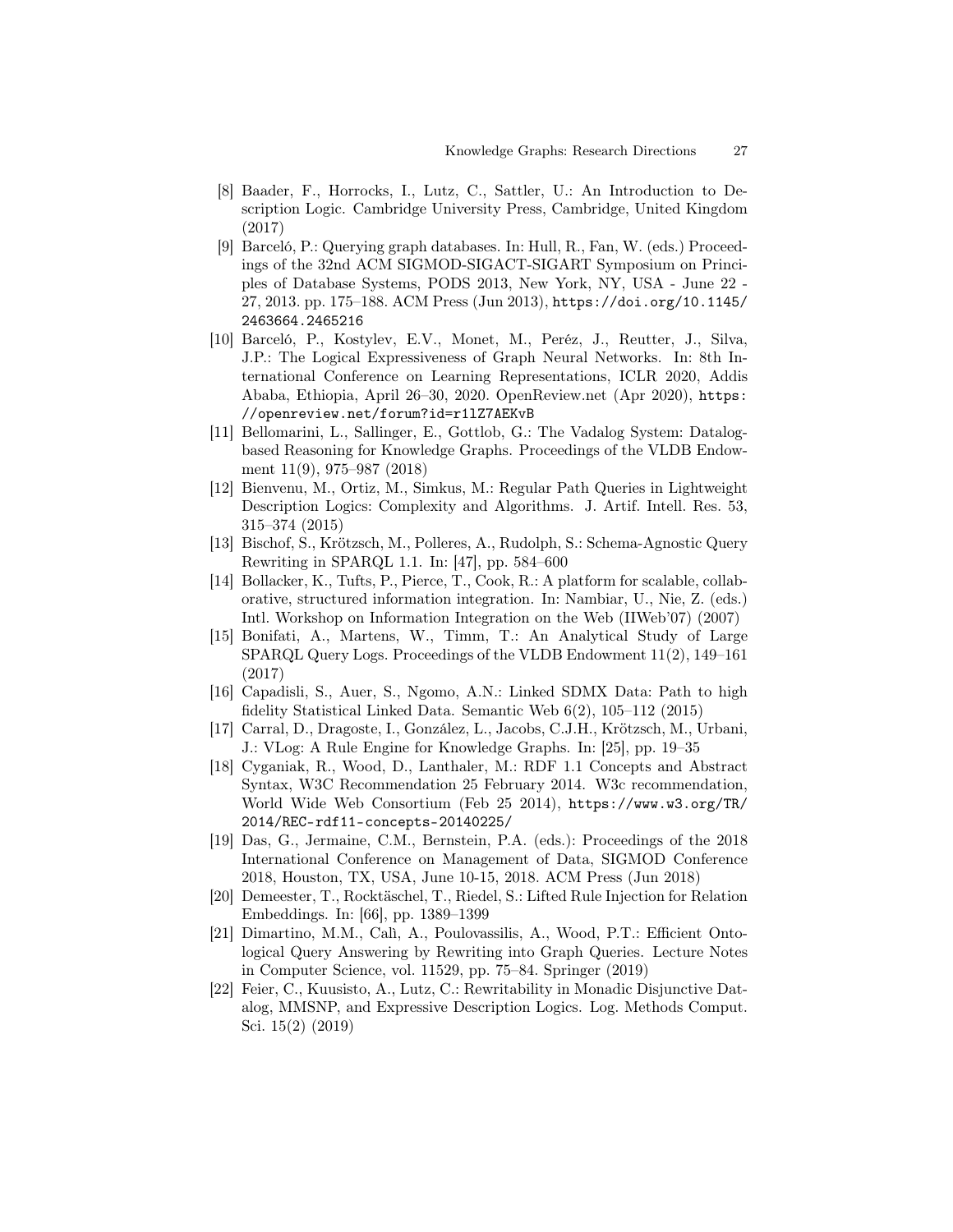[8] Baader, F., Horrocks, I., Lutz, C., Sattler, U.: An Introduction to Description Logic. Cambridge University Press, Cambridge, United Kingdom (2017)

[9] Barceló, P.: Querying graph databases. In: Hull, R., Fan, W. (eds.) Proceedings of the 32nd ACM SIGMOD-SIGACT-SIGART Symposium on Principles of Database Systems, PODS 2013, New York, NY, USA - June 22 - 27, 2013. pp. 175–188. ACM Press (Jun 2013), https://doi.org/10.1145/2463664.2465216

[10] Barceló, P., Kostylev, E.V., Monet, M., Peréz, J., Reutter, J., Silva, J.P.: The Logical Expressiveness of Graph Neural Networks. In: 8th International Conference on Learning Representations, ICLR 2020, Addis Ababa, Ethiopia, April 26–30, 2020. OpenReview.net (Apr 2020), https://openreview.net/forum?id=r1lZ7AEKvB

[11] Bellomarini, L., Sallinger, E., Gottlob, G.: The Vadalog System: Datalog-based Reasoning for Knowledge Graphs. Proceedings of the VLDB Endowment 11(9), 975–987 (2018)

[12] Bienvenu, M., Ortiz, M., Simkus, M.: Regular Path Queries in Lightweight Description Logics: Complexity and Algorithms. J. Artif. Intell. Res. 53, 315–374 (2015)

[13] Bischof, S., Krötzsch, M., Polleres, A., Rudolph, S.: Schema-Agnostic Query Rewriting in SPARQL 1.1. In: [47], pp. 584–600

[14] Bollacker, K., Tufts, P., Pierce, T., Cook, R.: A platform for scalable, collaborative, structured information integration. In: Nambiar, U., Nie, Z. (eds.) Intl. Workshop on Information Integration on the Web (IIWeb'07) (2007)

[15] Bonifati, A., Martens, W., Timm, T.: An Analytical Study of Large SPARQL Query Logs. Proceedings of the VLDB Endowment 11(2), 149–161 (2017)

[16] Capadisli, S., Auer, S., Ngomo, A.N.: Linked SDMX Data: Path to high fidelity Statistical Linked Data. Semantic Web 6(2), 105–112 (2015)

[17] Carral, D., Dragoste, I., González, L., Jacobs, C.J.H., Krötzsch, M., Urbani, J.: VLog: A Rule Engine for Knowledge Graphs. In: [25], pp. 19–35

[18] Cyganiak, R., Wood, D., Lanthaler, M.: RDF 1.1 Concepts and Abstract Syntax, W3C Recommendation 25 February 2014. W3c recommendation, World Wide Web Consortium (Feb 25 2014), https://www.w3.org/TR/2014/REC-rdf11-concepts-20140225/

[19] Das, G., Jermaine, C.M., Bernstein, P.A. (eds.): Proceedings of the 2018 International Conference on Management of Data, SIGMOD Conference 2018, Houston, TX, USA, June 10-15, 2018. ACM Press (Jun 2018)

[20] Demeester, T., Rocktäschel, T., Riedel, S.: Lifted Rule Injection for Relation Embeddings. In: [66], pp. 1389–1399

[21] Dimartino, M.M., Calì, A., Poulovassilis, A., Wood, P.T.: Efficient Ontological Query Answering by Rewriting into Graph Queries. Lecture Notes in Computer Science, vol. 11529, pp. 75–84. Springer (2019)

[22] Feier, C., Kuusisto, A., Lutz, C.: Rewritability in Monadic Disjunctive Datalog, MMSNP, and Expressive Description Logics. Log. Methods Comput. Sci. 15(2) (2019)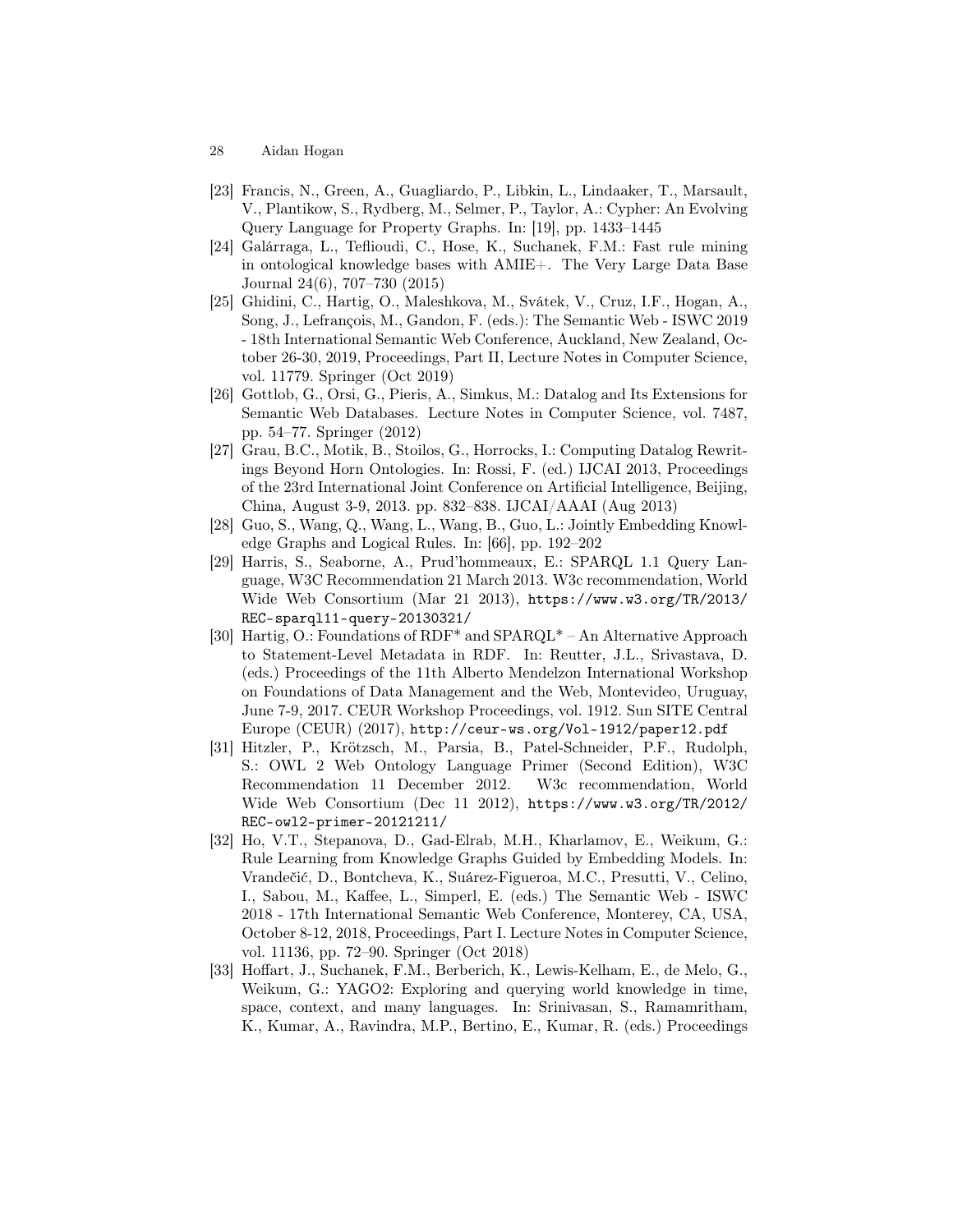[23] Francis, N., Green, A., Guagliardo, P., Libkin, L., Lindaaker, T., Marsault, V., Plantikow, S., Rydberg, M., Selmer, P., Taylor, A.: Cypher: An Evolving Query Language for Property Graphs. In: [19], pp. 1433–1445

[24] Galárraga, L., Teflioudi, C., Hose, K., Suchanek, F.M.: Fast rule mining in ontological knowledge bases with AMIE+. The Very Large Data Base Journal 24(6), 707–730 (2015)

[25] Ghidini, C., Hartig, O., Maleshkova, M., Svátek, V., Cruz, I.F., Hogan, A., Song, J., Lefrançois, M., Gandon, F. (eds.): The Semantic Web - ISWC 2019 - 18th International Semantic Web Conference, Auckland, New Zealand, October 26-30, 2019, Proceedings, Part II, Lecture Notes in Computer Science, vol. 11779. Springer (Oct 2019)

[26] Gottlob, G., Orsi, G., Pieris, A., Simkus, M.: Datalog and Its Extensions for Semantic Web Databases. Lecture Notes in Computer Science, vol. 7487, pp. 54–77. Springer (2012)

[27] Grau, B.C., Motik, B., Stoilos, G., Horrocks, I.: Computing Datalog Rewritings Beyond Horn Ontologies. In: Rossi, F. (ed.) IJCAI 2013, Proceedings of the 23rd International Joint Conference on Artificial Intelligence, Beijing, China, August 3-9, 2013. pp. 832–838. IJCAI/AAAI (Aug 2013)

[28] Guo, S., Wang, Q., Wang, L., Wang, B., Guo, L.: Jointly Embedding Knowledge Graphs and Logical Rules. In: [66], pp. 192–202

[29] Harris, S., Seaborne, A., Prud'hommeaux, E.: SPARQL 1.1 Query Language, W3C Recommendation 21 March 2013. W3c recommendation, World Wide Web Consortium (Mar 21 2013), `https://www.w3.org/TR/2013/REC-sparql11-query-20130321/`

[30] Hartig, O.: Foundations of RDF* and SPARQL* – An Alternative Approach to Statement-Level Metadata in RDF. In: Reutter, J.L., Srivastava, D. (eds.) Proceedings of the 11th Alberto Mendelzon International Workshop on Foundations of Data Management and the Web, Montevideo, Uruguay, June 7-9, 2017. CEUR Workshop Proceedings, vol. 1912. Sun SITE Central Europe (CEUR) (2017), `http://ceur-ws.org/Vol-1912/paper12.pdf`

[31] Hitzler, P., Krötzsch, M., Parsia, B., Patel-Schneider, P.F., Rudolph, S.: OWL 2 Web Ontology Language Primer (Second Edition), W3C Recommendation 11 December 2012. W3c recommendation, World Wide Web Consortium (Dec 11 2012), `https://www.w3.org/TR/2012/REC-owl2-primer-20121211/`

[32] Ho, V.T., Stepanova, D., Gad-Elrab, M.H., Kharlamov, E., Weikum, G.: Rule Learning from Knowledge Graphs Guided by Embedding Models. In: Vrandečić, D., Bontcheva, K., Suárez-Figueroa, M.C., Presutti, V., Celino, I., Sabou, M., Kaffee, L., Simperl, E. (eds.) The Semantic Web - ISWC 2018 - 17th International Semantic Web Conference, Monterey, CA, USA, October 8-12, 2018, Proceedings, Part I. Lecture Notes in Computer Science, vol. 11136, pp. 72–90. Springer (Oct 2018)

[33] Hoffart, J., Suchanek, F.M., Berberich, K., Lewis-Kelham, E., de Melo, G., Weikum, G.: YAGO2: Exploring and querying world knowledge in time, space, context, and many languages. In: Srinivasan, S., Ramamritham, K., Kumar, A., Ravindra, M.P., Bertino, E., Kumar, R. (eds.) Proceedings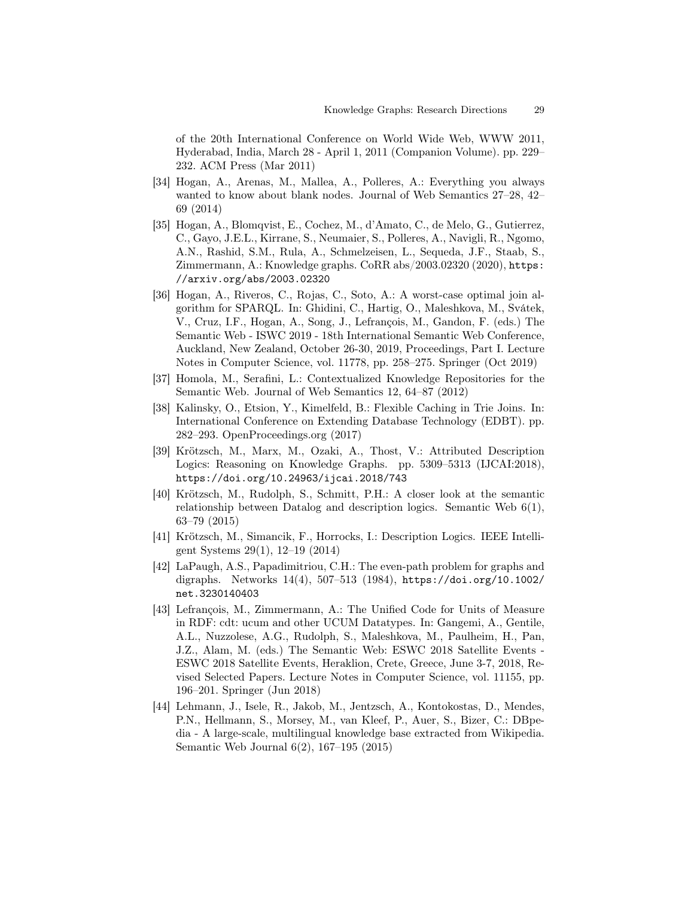of the 20th International Conference on World Wide Web, WWW 2011, Hyderabad, India, March 28 - April 1, 2011 (Companion Volume). pp. 229–232. ACM Press (Mar 2011)

- [34] Hogan, A., Arenas, M., Mallea, A., Polleres, A.: Everything you always wanted to know about blank nodes. Journal of Web Semantics 27–28, 42–69 (2014)
- [35] Hogan, A., Blomqvist, E., Cochez, M., d'Amato, C., de Melo, G., Gutierrez, C., Gayo, J.E.L., Kirrane, S., Neumaier, S., Polleres, A., Navigli, R., Ngomo, A.N., Rashid, S.M., Rula, A., Schmelzeisen, L., Sequeda, J.F., Staab, S., Zimmermann, A.: Knowledge graphs. CoRR abs/2003.02320 (2020), `https://arxiv.org/abs/2003.02320`
- [36] Hogan, A., Riveros, C., Rojas, C., Soto, A.: A worst-case optimal join algorithm for SPARQL. In: Ghidini, C., Hartig, O., Maleshkova, M., Svátek, V., Cruz, I.F., Hogan, A., Song, J., Lefrançois, M., Gandon, F. (eds.) The Semantic Web - ISWC 2019 - 18th International Semantic Web Conference, Auckland, New Zealand, October 26-30, 2019, Proceedings, Part I. Lecture Notes in Computer Science, vol. 11778, pp. 258–275. Springer (Oct 2019)
- [37] Homola, M., Serafini, L.: Contextualized Knowledge Repositories for the Semantic Web. Journal of Web Semantics 12, 64–87 (2012)
- [38] Kalinsky, O., Etsion, Y., Kimelfeld, B.: Flexible Caching in Trie Joins. In: International Conference on Extending Database Technology (EDBT). pp. 282–293. OpenProceedings.org (2017)
- [39] Krötzsch, M., Marx, M., Ozaki, A., Thost, V.: Attributed Description Logics: Reasoning on Knowledge Graphs. pp. 5309–5313 (IJCAI:2018), `https://doi.org/10.24963/ijcai.2018/743`
- [40] Krötzsch, M., Rudolph, S., Schmitt, P.H.: A closer look at the semantic relationship between Datalog and description logics. Semantic Web 6(1), 63–79 (2015)
- [41] Krötzsch, M., Simancik, F., Horrocks, I.: Description Logics. IEEE Intelligent Systems 29(1), 12–19 (2014)
- [42] LaPaugh, A.S., Papadimitriou, C.H.: The even-path problem for graphs and digraphs. Networks 14(4), 507–513 (1984), `https://doi.org/10.1002/net.3230140403`
- [43] Lefrançois, M., Zimmermann, A.: The Unified Code for Units of Measure in RDF: cdt: ucum and other UCUM Datatypes. In: Gangemi, A., Gentile, A.L., Nuzzolese, A.G., Rudolph, S., Maleshkova, M., Paulheim, H., Pan, J.Z., Alam, M. (eds.) The Semantic Web: ESWC 2018 Satellite Events - ESWC 2018 Satellite Events, Heraklion, Crete, Greece, June 3-7, 2018, Revised Selected Papers. Lecture Notes in Computer Science, vol. 11155, pp. 196–201. Springer (Jun 2018)
- [44] Lehmann, J., Isele, R., Jakob, M., Jentzsch, A., Kontokostas, D., Mendes, P.N., Hellmann, S., Morsey, M., van Kleef, P., Auer, S., Bizer, C.: DBpedia - A large-scale, multilingual knowledge base extracted from Wikipedia. Semantic Web Journal 6(2), 167–195 (2015)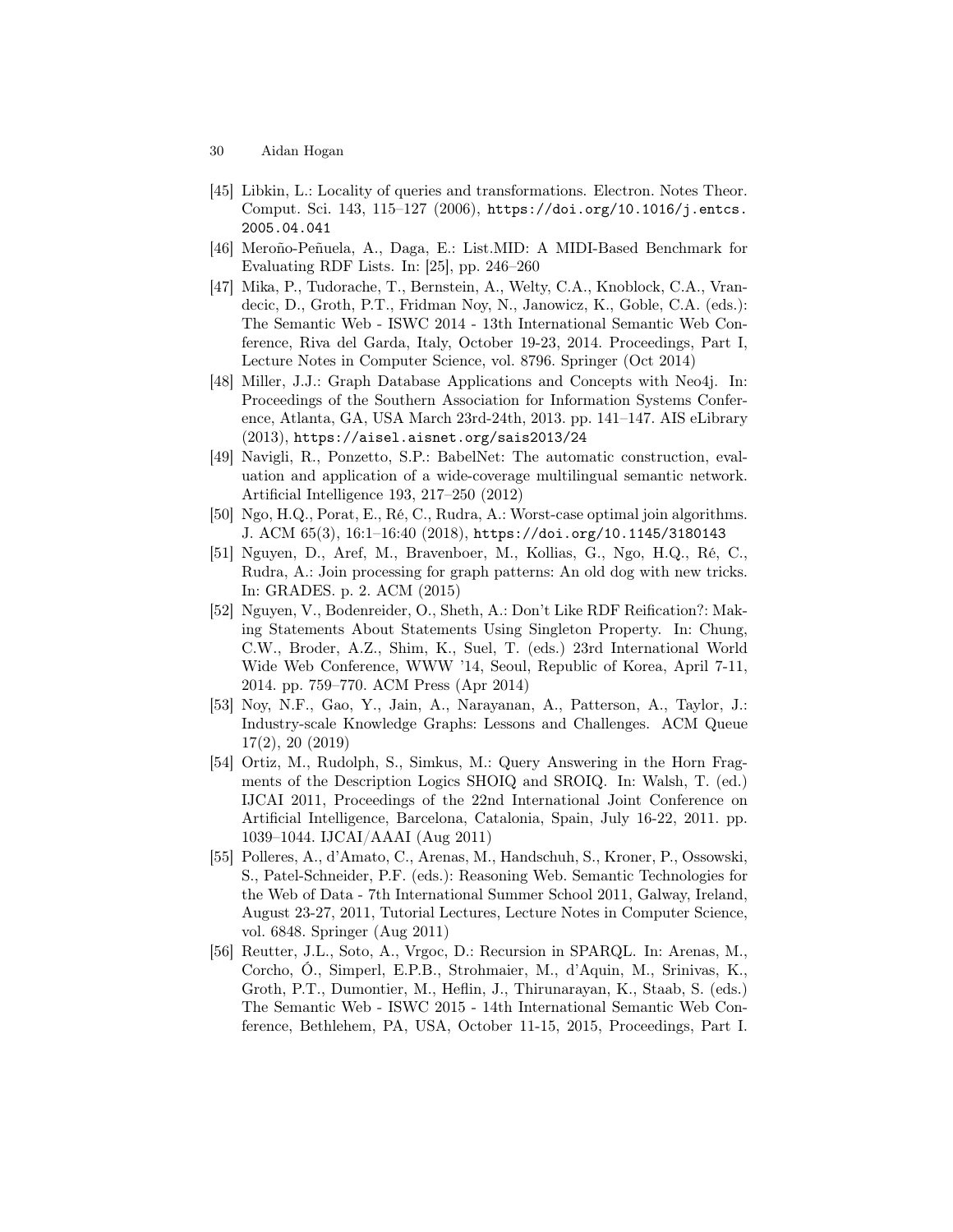[45] Libkin, L.: Locality of queries and transformations. Electron. Notes Theor. Comput. Sci. 143, 115–127 (2006), https://doi.org/10.1016/j.entcs.2005.04.041

[46] Meroño-Peñuela, A., Daga, E.: List.MID: A MIDI-Based Benchmark for Evaluating RDF Lists. In: [25], pp. 246–260

[47] Mika, P., Tudorache, T., Bernstein, A., Welty, C.A., Knoblock, C.A., Vrandecic, D., Groth, P.T., Fridman Noy, N., Janowicz, K., Goble, C.A. (eds.): The Semantic Web - ISWC 2014 - 13th International Semantic Web Conference, Riva del Garda, Italy, October 19-23, 2014. Proceedings, Part I, Lecture Notes in Computer Science, vol. 8796. Springer (Oct 2014)

[48] Miller, J.J.: Graph Database Applications and Concepts with Neo4j. In: Proceedings of the Southern Association for Information Systems Conference, Atlanta, GA, USA March 23rd-24th, 2013. pp. 141–147. AIS eLibrary (2013), https://aisel.aisnet.org/sais2013/24

[49] Navigli, R., Ponzetto, S.P.: BabelNet: The automatic construction, evaluation and application of a wide-coverage multilingual semantic network. Artificial Intelligence 193, 217–250 (2012)

[50] Ngo, H.Q., Porat, E., Ré, C., Rudra, A.: Worst-case optimal join algorithms. J. ACM 65(3), 16:1–16:40 (2018), https://doi.org/10.1145/3180143

[51] Nguyen, D., Aref, M., Bravenboer, M., Kollias, G., Ngo, H.Q., Ré, C., Rudra, A.: Join processing for graph patterns: An old dog with new tricks. In: GRADES. p. 2. ACM (2015)

[52] Nguyen, V., Bodenreider, O., Sheth, A.: Don't Like RDF Reification?: Making Statements About Statements Using Singleton Property. In: Chung, C.W., Broder, A.Z., Shim, K., Suel, T. (eds.) 23rd International World Wide Web Conference, WWW '14, Seoul, Republic of Korea, April 7-11, 2014. pp. 759–770. ACM Press (Apr 2014)

[53] Noy, N.F., Gao, Y., Jain, A., Narayanan, A., Patterson, A., Taylor, J.: Industry-scale Knowledge Graphs: Lessons and Challenges. ACM Queue 17(2), 20 (2019)

[54] Ortiz, M., Rudolph, S., Simkus, M.: Query Answering in the Horn Fragments of the Description Logics SHOIQ and SROIQ. In: Walsh, T. (ed.) IJCAI 2011, Proceedings of the 22nd International Joint Conference on Artificial Intelligence, Barcelona, Catalonia, Spain, July 16-22, 2011. pp. 1039–1044. IJCAI/AAAI (Aug 2011)

[55] Polleres, A., d'Amato, C., Arenas, M., Handschuh, S., Kroner, P., Ossowski, S., Patel-Schneider, P.F. (eds.): Reasoning Web. Semantic Technologies for the Web of Data - 7th International Summer School 2011, Galway, Ireland, August 23-27, 2011, Tutorial Lectures, Lecture Notes in Computer Science, vol. 6848. Springer (Aug 2011)

[56] Reutter, J.L., Soto, A., Vrgoc, D.: Recursion in SPARQL. In: Arenas, M., Corcho, Ó., Simperl, E.P.B., Strohmaier, M., d'Aquin, M., Srinivas, K., Groth, P.T., Dumontier, M., Heflin, J., Thirunarayan, K., Staab, S. (eds.) The Semantic Web - ISWC 2015 - 14th International Semantic Web Conference, Bethlehem, PA, USA, October 11-15, 2015, Proceedings, Part I.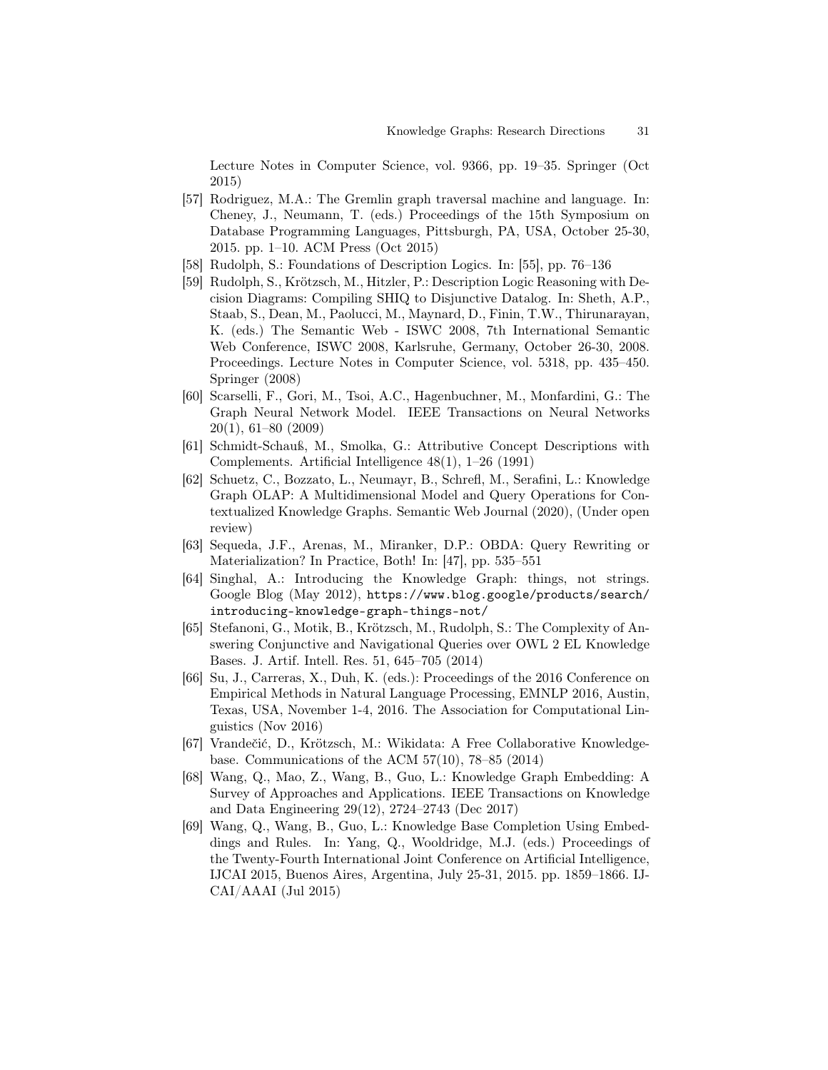Lecture Notes in Computer Science, vol. 9366, pp. 19–35. Springer (Oct 2015)

[57] Rodriguez, M.A.: The Gremlin graph traversal machine and language. In: Cheney, J., Neumann, T. (eds.) Proceedings of the 15th Symposium on Database Programming Languages, Pittsburgh, PA, USA, October 25-30, 2015. pp. 1–10. ACM Press (Oct 2015)

[58] Rudolph, S.: Foundations of Description Logics. In: [55], pp. 76–136

[59] Rudolph, S., Krötzsch, M., Hitzler, P.: Description Logic Reasoning with Decision Diagrams: Compiling SHIQ to Disjunctive Datalog. In: Sheth, A.P., Staab, S., Dean, M., Paolucci, M., Maynard, D., Finin, T.W., Thirunarayan, K. (eds.) The Semantic Web - ISWC 2008, 7th International Semantic Web Conference, ISWC 2008, Karlsruhe, Germany, October 26-30, 2008. Proceedings. Lecture Notes in Computer Science, vol. 5318, pp. 435–450. Springer (2008)

[60] Scarselli, F., Gori, M., Tsoi, A.C., Hagenbuchner, M., Monfardini, G.: The Graph Neural Network Model. IEEE Transactions on Neural Networks 20(1), 61–80 (2009)

[61] Schmidt-Schauß, M., Smolka, G.: Attributive Concept Descriptions with Complements. Artificial Intelligence 48(1), 1–26 (1991)

[62] Schuetz, C., Bozzato, L., Neumayr, B., Schrefl, M., Serafini, L.: Knowledge Graph OLAP: A Multidimensional Model and Query Operations for Contextualized Knowledge Graphs. Semantic Web Journal (2020), (Under open review)

[63] Sequeda, J.F., Arenas, M., Miranker, D.P.: OBDA: Query Rewriting or Materialization? In Practice, Both! In: [47], pp. 535–551

[64] Singhal, A.: Introducing the Knowledge Graph: things, not strings. Google Blog (May 2012), `https://www.blog.google/products/search/introducing-knowledge-graph-things-not/`

[65] Stefanoni, G., Motik, B., Krötzsch, M., Rudolph, S.: The Complexity of Answering Conjunctive and Navigational Queries over OWL 2 EL Knowledge Bases. J. Artif. Intell. Res. 51, 645–705 (2014)

[66] Su, J., Carreras, X., Duh, K. (eds.): Proceedings of the 2016 Conference on Empirical Methods in Natural Language Processing, EMNLP 2016, Austin, Texas, USA, November 1-4, 2016. The Association for Computational Linguistics (Nov 2016)

[67] Vrandečić, D., Krötzsch, M.: Wikidata: A Free Collaborative Knowledgebase. Communications of the ACM 57(10), 78–85 (2014)

[68] Wang, Q., Mao, Z., Wang, B., Guo, L.: Knowledge Graph Embedding: A Survey of Approaches and Applications. IEEE Transactions on Knowledge and Data Engineering 29(12), 2724–2743 (Dec 2017)

[69] Wang, Q., Wang, B., Guo, L.: Knowledge Base Completion Using Embeddings and Rules. In: Yang, Q., Wooldridge, M.J. (eds.) Proceedings of the Twenty-Fourth International Joint Conference on Artificial Intelligence, IJCAI 2015, Buenos Aires, Argentina, July 25-31, 2015. pp. 1859–1866. IJCAI/AAAI (Jul 2015)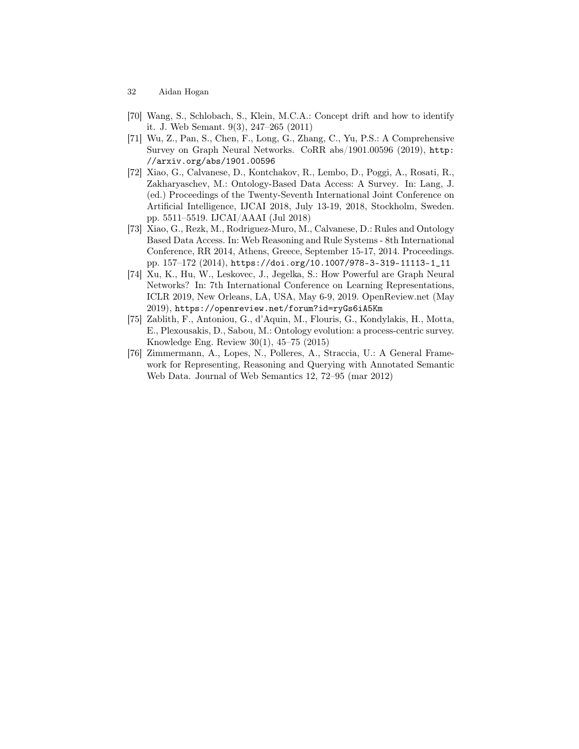[70] Wang, S., Schlobach, S., Klein, M.C.A.: Concept drift and how to identify it. J. Web Semant. 9(3), 247–265 (2011)

[71] Wu, Z., Pan, S., Chen, F., Long, G., Zhang, C., Yu, P.S.: A Comprehensive Survey on Graph Neural Networks. CoRR abs/1901.00596 (2019), http://arxiv.org/abs/1901.00596

[72] Xiao, G., Calvanese, D., Kontchakov, R., Lembo, D., Poggi, A., Rosati, R., Zakharyaschev, M.: Ontology-Based Data Access: A Survey. In: Lang, J. (ed.) Proceedings of the Twenty-Seventh International Joint Conference on Artificial Intelligence, IJCAI 2018, July 13-19, 2018, Stockholm, Sweden. pp. 5511–5519. IJCAI/AAAI (Jul 2018)

[73] Xiao, G., Rezk, M., Rodriguez-Muro, M., Calvanese, D.: Rules and Ontology Based Data Access. In: Web Reasoning and Rule Systems - 8th International Conference, RR 2014, Athens, Greece, September 15-17, 2014. Proceedings. pp. 157–172 (2014), https://doi.org/10.1007/978-3-319-11113-1_11

[74] Xu, K., Hu, W., Leskovec, J., Jegelka, S.: How Powerful are Graph Neural Networks? In: 7th International Conference on Learning Representations, ICLR 2019, New Orleans, LA, USA, May 6-9, 2019. OpenReview.net (May 2019), https://openreview.net/forum?id=ryGs6iA5Km

[75] Zablith, F., Antoniou, G., d'Aquin, M., Flouris, G., Kondylakis, H., Motta, E., Plexousakis, D., Sabou, M.: Ontology evolution: a process-centric survey. Knowledge Eng. Review 30(1), 45–75 (2015)

[76] Zimmermann, A., Lopes, N., Polleres, A., Straccia, U.: A General Framework for Representing, Reasoning and Querying with Annotated Semantic Web Data. Journal of Web Semantics 12, 72–95 (mar 2012)